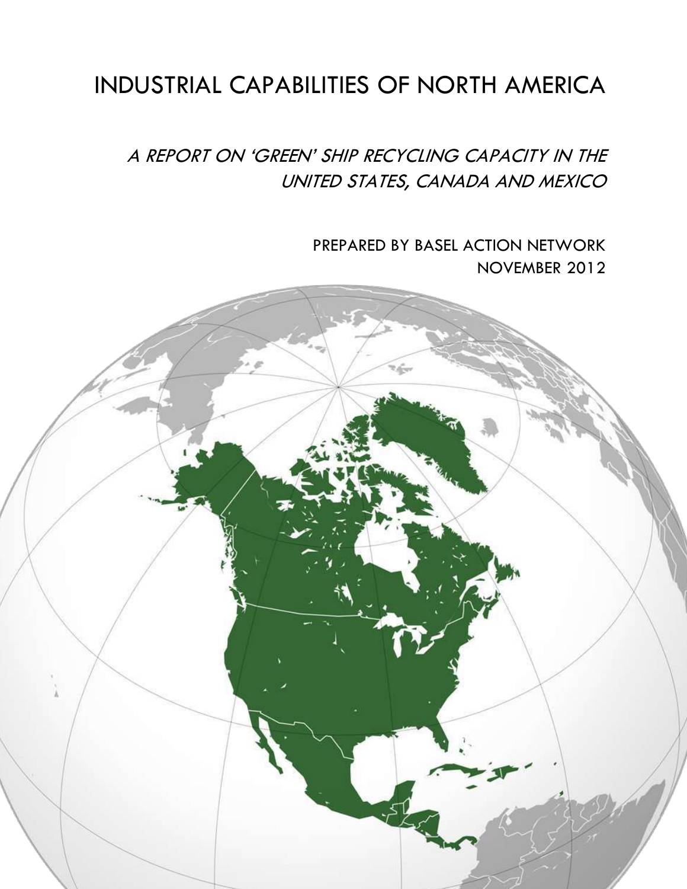# INDUSTRIAL CAPABILITIES OF NORTH AMERICA

*A REPORT ON 'GREEN' SHIP RECYCLING CAPACITY IN THE UNITED STATES, CANADA AND MEXICO*

PREPARED BY BASEL ACTION NETWORK
NOVEMBER 2012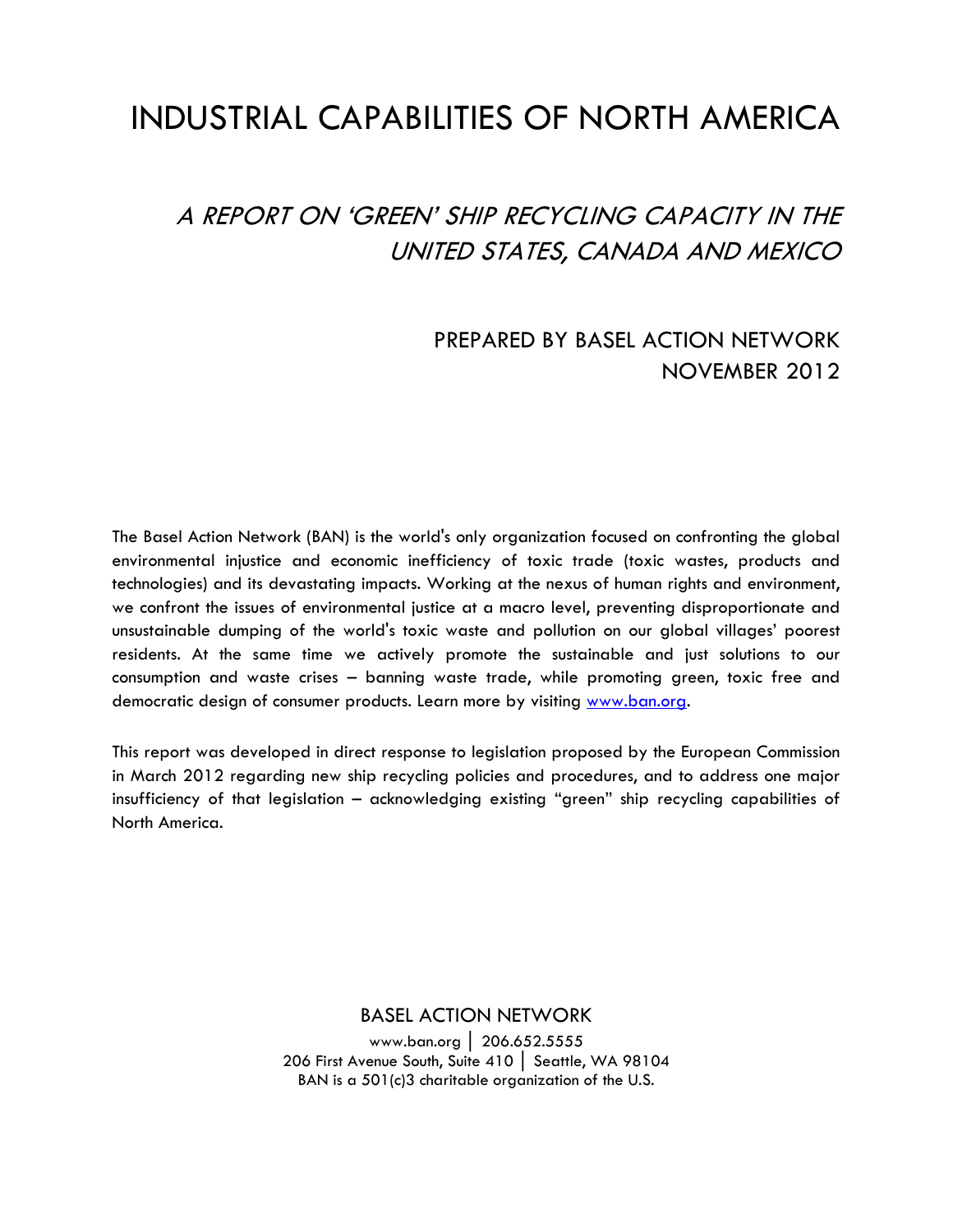# INDUSTRIAL CAPABILITIES OF NORTH AMERICA

## *A REPORT ON 'GREEN' SHIP RECYCLING CAPACITY IN THE UNITED STATES, CANADA AND MEXICO*

PREPARED BY BASEL ACTION NETWORK
NOVEMBER 2012

The Basel Action Network (BAN) is the world's only organization focused on confronting the global environmental injustice and economic inefficiency of toxic trade (toxic wastes, products and technologies) and its devastating impacts. Working at the nexus of human rights and environment, we confront the issues of environmental justice at a macro level, preventing disproportionate and unsustainable dumping of the world's toxic waste and pollution on our global villages' poorest residents. At the same time we actively promote the sustainable and just solutions to our consumption and waste crises – banning waste trade, while promoting green, toxic free and democratic design of consumer products. Learn more by visiting [www.ban.org](www.ban.org).

This report was developed in direct response to legislation proposed by the European Commission in March 2012 regarding new ship recycling policies and procedures, and to address one major insufficiency of that legislation – acknowledging existing "green" ship recycling capabilities of North America.

BASEL ACTION NETWORK
www.ban.org │ 206.652.5555
206 First Avenue South, Suite 410 │ Seattle, WA 98104
BAN is a 501(c)3 charitable organization of the U.S.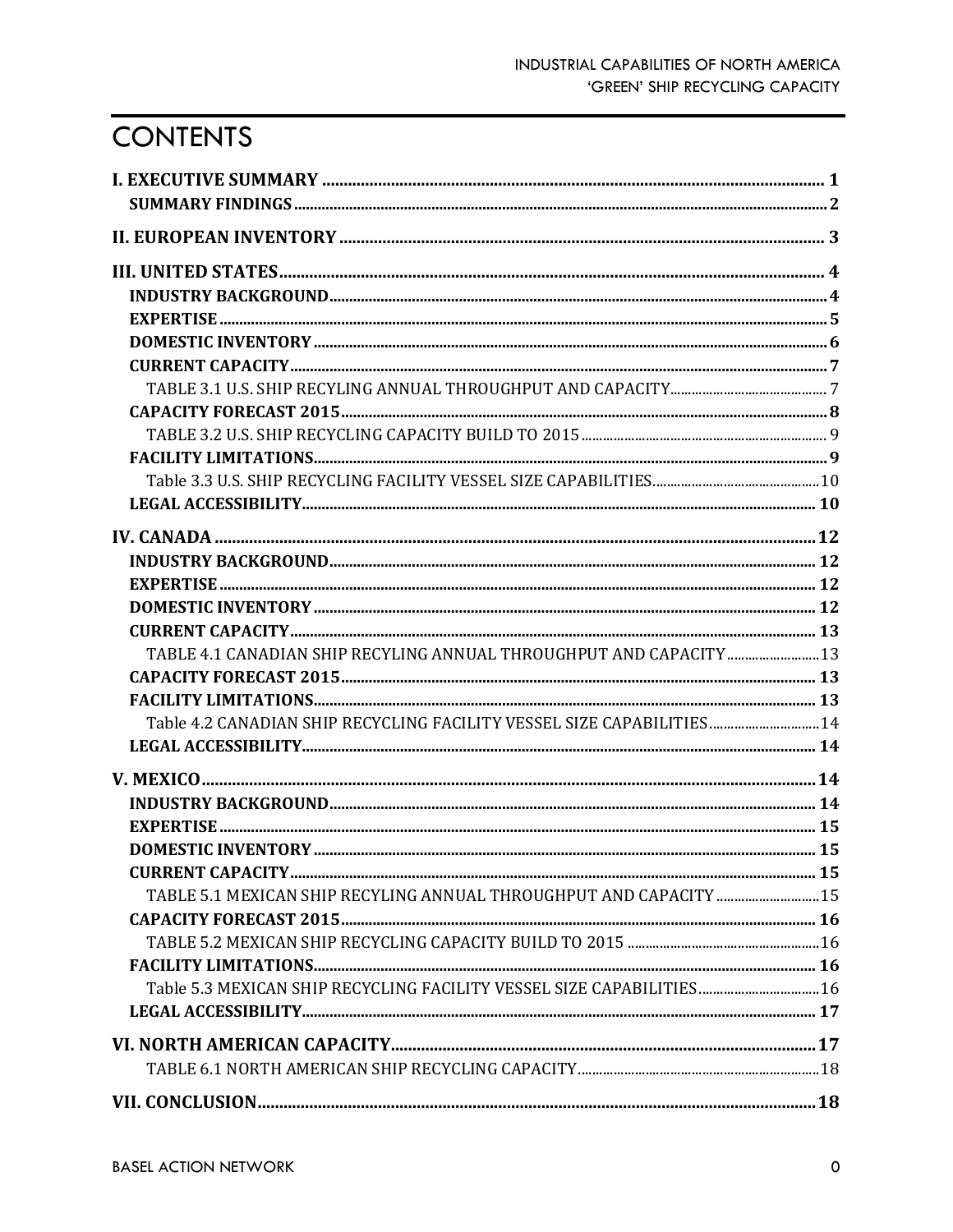# CONTENTS

**I. EXECUTIVE SUMMARY** .......... 1

**SUMMARY FINDINGS** .......... 2

**II. EUROPEAN INVENTORY** .......... 3

**III. UNITED STATES** .......... 4

**INDUSTRY BACKGROUND** .......... 4

**EXPERTISE** .......... 5

**DOMESTIC INVENTORY** .......... 6

**CURRENT CAPACITY** .......... 7

TABLE 3.1 U.S. SHIP RECYLING ANNUAL THROUGHPUT AND CAPACITY .......... 7

**CAPACITY FORECAST 2015** .......... 8

TABLE 3.2 U.S. SHIP RECYCLING CAPACITY BUILD TO 2015 .......... 9

**FACILITY LIMITATIONS** .......... 9

Table 3.3 U.S. SHIP RECYCLING FACILITY VESSEL SIZE CAPABILITIES .......... 10

**LEGAL ACCESSIBILITY** .......... 10

**IV. CANADA** .......... 12

**INDUSTRY BACKGROUND** .......... 12

**EXPERTISE** .......... 12

**DOMESTIC INVENTORY** .......... 12

**CURRENT CAPACITY** .......... 13

TABLE 4.1 CANADIAN SHIP RECYLING ANNUAL THROUGHPUT AND CAPACITY .......... 13

**CAPACITY FORECAST 2015** .......... 13

**FACILITY LIMITATIONS** .......... 13

Table 4.2 CANADIAN SHIP RECYCLING FACILITY VESSEL SIZE CAPABILITIES .......... 14

**LEGAL ACCESSIBILITY** .......... 14

**V. MEXICO** .......... 14

**INDUSTRY BACKGROUND** .......... 14

**EXPERTISE** .......... 15

**DOMESTIC INVENTORY** .......... 15

**CURRENT CAPACITY** .......... 15

TABLE 5.1 MEXICAN SHIP RECYLING ANNUAL THROUGHPUT AND CAPACITY .......... 15

**CAPACITY FORECAST 2015** .......... 16

TABLE 5.2 MEXICAN SHIP RECYCLING CAPACITY BUILD TO 2015 .......... 16

**FACILITY LIMITATIONS** .......... 16

Table 5.3 MEXICAN SHIP RECYCLING FACILITY VESSEL SIZE CAPABILITIES .......... 16

**LEGAL ACCESSIBILITY** .......... 17

**VI. NORTH AMERICAN CAPACITY** .......... 17

TABLE 6.1 NORTH AMERICAN SHIP RECYCLING CAPACITY .......... 18

**VII. CONCLUSION** .......... 18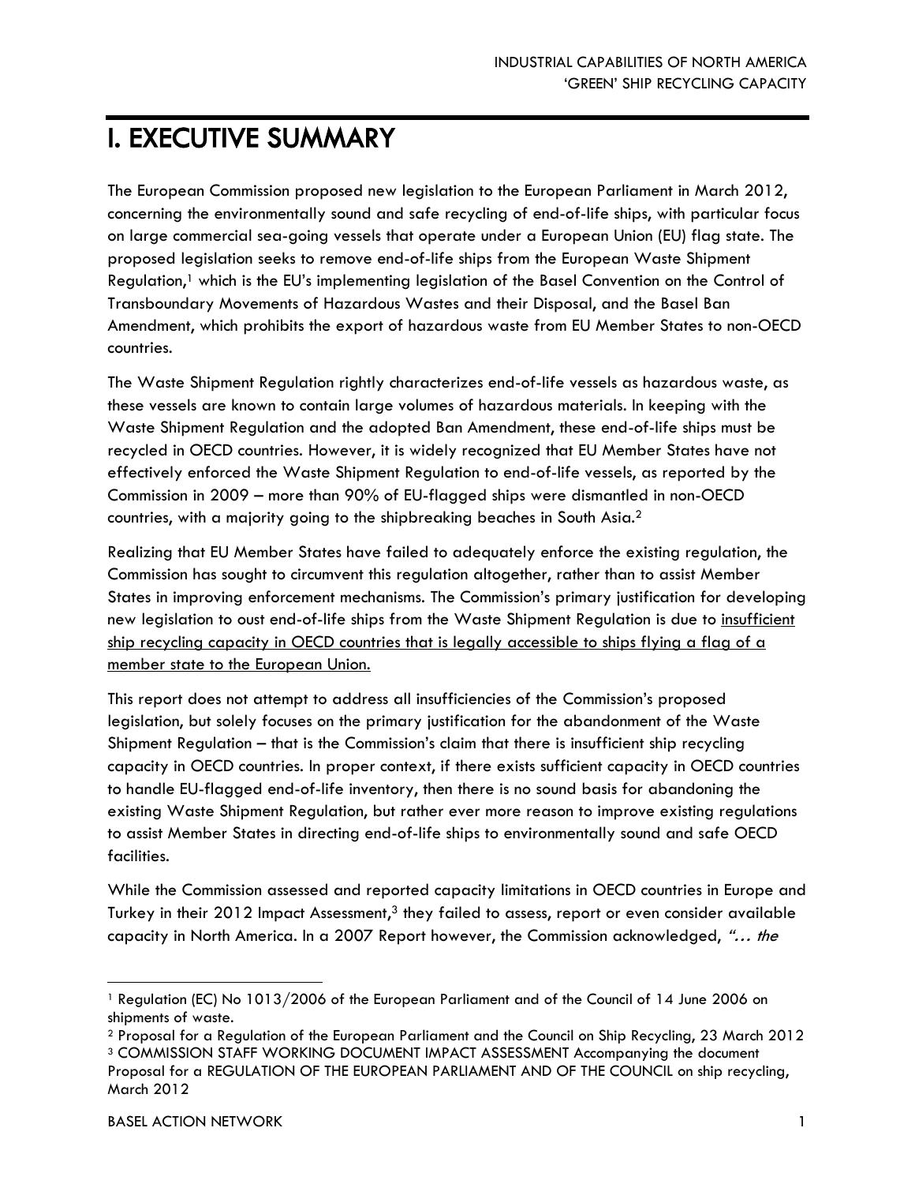# I. EXECUTIVE SUMMARY

The European Commission proposed new legislation to the European Parliament in March 2012, concerning the environmentally sound and safe recycling of end-of-life ships, with particular focus on large commercial sea-going vessels that operate under a European Union (EU) flag state. The proposed legislation seeks to remove end-of-life ships from the European Waste Shipment Regulation,[1] which is the EU's implementing legislation of the Basel Convention on the Control of Transboundary Movements of Hazardous Wastes and their Disposal, and the Basel Ban Amendment, which prohibits the export of hazardous waste from EU Member States to non-OECD countries.

The Waste Shipment Regulation rightly characterizes end-of-life vessels as hazardous waste, as these vessels are known to contain large volumes of hazardous materials. In keeping with the Waste Shipment Regulation and the adopted Ban Amendment, these end-of-life ships must be recycled in OECD countries. However, it is widely recognized that EU Member States have not effectively enforced the Waste Shipment Regulation to end-of-life vessels, as reported by the Commission in 2009 – more than 90% of EU-flagged ships were dismantled in non-OECD countries, with a majority going to the shipbreaking beaches in South Asia.[2]

Realizing that EU Member States have failed to adequately enforce the existing regulation, the Commission has sought to circumvent this regulation altogether, rather than to assist Member States in improving enforcement mechanisms. The Commission's primary justification for developing new legislation to oust end-of-life ships from the Waste Shipment Regulation is due to <u>insufficient ship recycling capacity in OECD countries that is legally accessible to ships flying a flag of a member state to the European Union.</u>

This report does not attempt to address all insufficiencies of the Commission's proposed legislation, but solely focuses on the primary justification for the abandonment of the Waste Shipment Regulation – that is the Commission's claim that there is insufficient ship recycling capacity in OECD countries. In proper context, if there exists sufficient capacity in OECD countries to handle EU-flagged end-of-life inventory, then there is no sound basis for abandoning the existing Waste Shipment Regulation, but rather ever more reason to improve existing regulations to assist Member States in directing end-of-life ships to environmentally sound and safe OECD facilities.

While the Commission assessed and reported capacity limitations in OECD countries in Europe and Turkey in their 2012 Impact Assessment,[3] they failed to assess, report or even consider available capacity in North America. In a 2007 Report however, the Commission acknowledged, *"… the*

---

[1] Regulation (EC) No 1013/2006 of the European Parliament and of the Council of 14 June 2006 on shipments of waste.

[2] Proposal for a Regulation of the European Parliament and the Council on Ship Recycling, 23 March 2012

[3] COMMISSION STAFF WORKING DOCUMENT IMPACT ASSESSMENT Accompanying the document Proposal for a REGULATION OF THE EUROPEAN PARLIAMENT AND OF THE COUNCIL on ship recycling, March 2012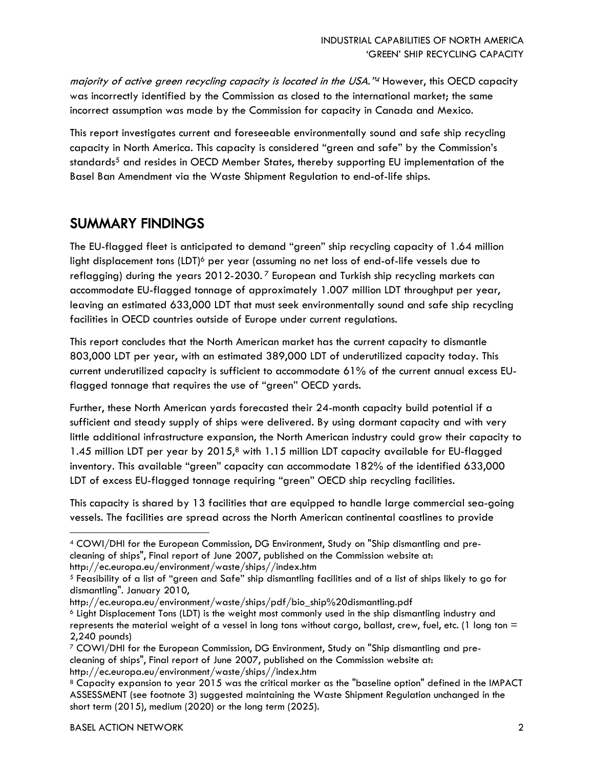*majority of active green recycling capacity is located in the USA."*[4] However, this OECD capacity was incorrectly identified by the Commission as closed to the international market; the same incorrect assumption was made by the Commission for capacity in Canada and Mexico.

This report investigates current and foreseeable environmentally sound and safe ship recycling capacity in North America. This capacity is considered "green and safe" by the Commission's standards[5] and resides in OECD Member States, thereby supporting EU implementation of the Basel Ban Amendment via the Waste Shipment Regulation to end-of-life ships.

## SUMMARY FINDINGS

The EU-flagged fleet is anticipated to demand "green" ship recycling capacity of 1.64 million light displacement tons (LDT)[6] per year (assuming no net loss of end-of-life vessels due to reflagging) during the years 2012-2030.[7] European and Turkish ship recycling markets can accommodate EU-flagged tonnage of approximately 1.007 million LDT throughput per year, leaving an estimated 633,000 LDT that must seek environmentally sound and safe ship recycling facilities in OECD countries outside of Europe under current regulations.

This report concludes that the North American market has the current capacity to dismantle 803,000 LDT per year, with an estimated 389,000 LDT of underutilized capacity today. This current underutilized capacity is sufficient to accommodate 61% of the current annual excess EU-flagged tonnage that requires the use of "green" OECD yards.

Further, these North American yards forecasted their 24-month capacity build potential if a sufficient and steady supply of ships were delivered. By using dormant capacity and with very little additional infrastructure expansion, the North American industry could grow their capacity to 1.45 million LDT per year by 2015,[8] with 1.15 million LDT capacity available for EU-flagged inventory. This available "green" capacity can accommodate 182% of the identified 633,000 LDT of excess EU-flagged tonnage requiring "green" OECD ship recycling facilities.

This capacity is shared by 13 facilities that are equipped to handle large commercial sea-going vessels. The facilities are spread across the North American continental coastlines to provide

---

[4] COWI/DHI for the European Commission, DG Environment, Study on "Ship dismantling and pre-cleaning of ships", Final report of June 2007, published on the Commission website at: http://ec.europa.eu/environment/waste/ships//index.htm

[5] Feasibility of a list of "green and Safe" ship dismantling facilities and of a list of ships likely to go for dismantling". January 2010, http://ec.europa.eu/environment/waste/ships/pdf/bio_ship%20dismantling.pdf

[6] Light Displacement Tons (LDT) is the weight most commonly used in the ship dismantling industry and represents the material weight of a vessel in long tons without cargo, ballast, crew, fuel, etc. (1 long ton = 2,240 pounds)

[7] COWI/DHI for the European Commission, DG Environment, Study on "Ship dismantling and pre-cleaning of ships", Final report of June 2007, published on the Commission website at: http://ec.europa.eu/environment/waste/ships//index.htm

[8] Capacity expansion to year 2015 was the critical marker as the "baseline option" defined in the IMPACT ASSESSMENT (see footnote 3) suggested maintaining the Waste Shipment Regulation unchanged in the short term (2015), medium (2020) or the long term (2025).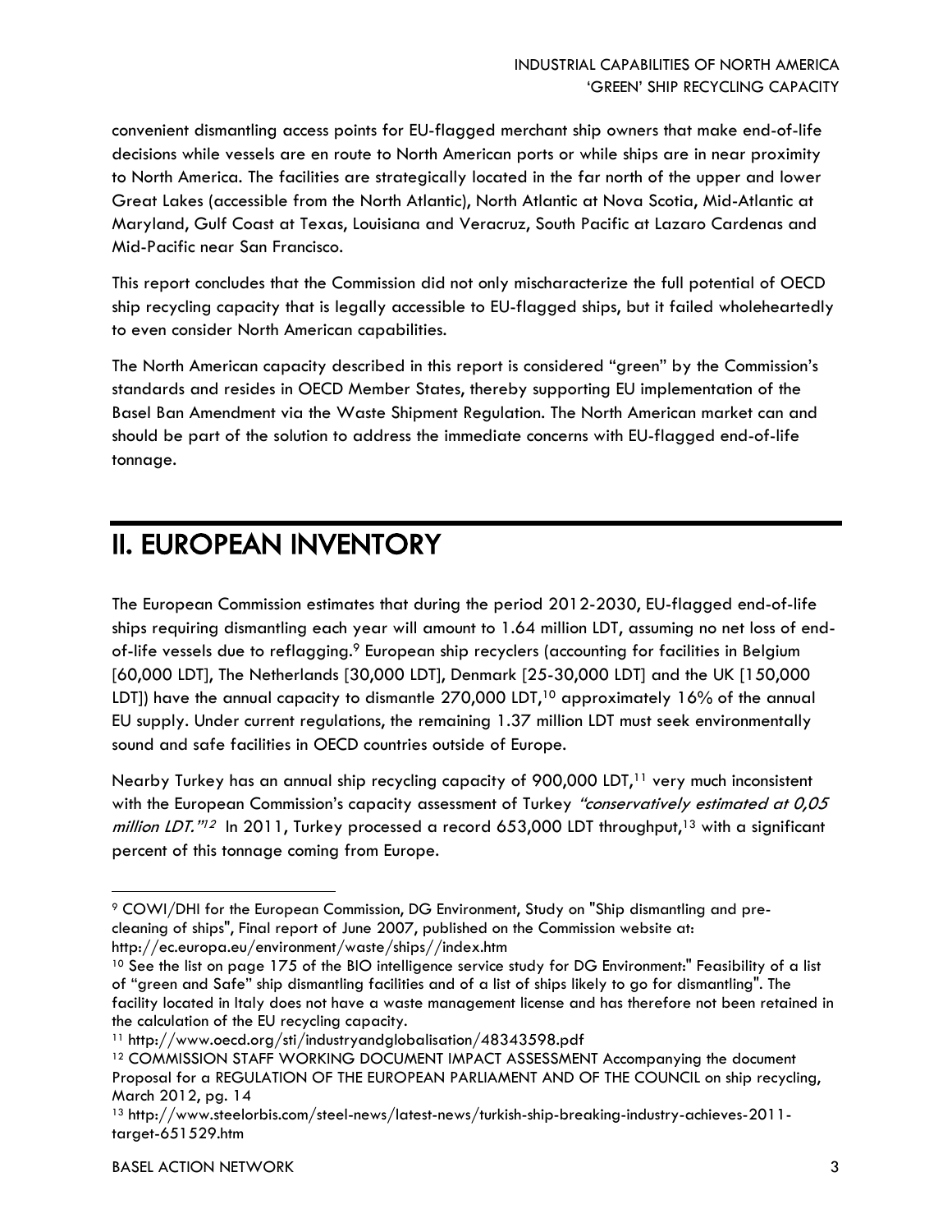convenient dismantling access points for EU-flagged merchant ship owners that make end-of-life decisions while vessels are en route to North American ports or while ships are in near proximity to North America. The facilities are strategically located in the far north of the upper and lower Great Lakes (accessible from the North Atlantic), North Atlantic at Nova Scotia, Mid-Atlantic at Maryland, Gulf Coast at Texas, Louisiana and Veracruz, South Pacific at Lazaro Cardenas and Mid-Pacific near San Francisco.

This report concludes that the Commission did not only mischaracterize the full potential of OECD ship recycling capacity that is legally accessible to EU-flagged ships, but it failed wholeheartedly to even consider North American capabilities.

The North American capacity described in this report is considered "green" by the Commission's standards and resides in OECD Member States, thereby supporting EU implementation of the Basel Ban Amendment via the Waste Shipment Regulation. The North American market can and should be part of the solution to address the immediate concerns with EU-flagged end-of-life tonnage.

# II. EUROPEAN INVENTORY

The European Commission estimates that during the period 2012-2030, EU-flagged end-of-life ships requiring dismantling each year will amount to 1.64 million LDT, assuming no net loss of end-of-life vessels due to reflagging.[9] European ship recyclers (accounting for facilities in Belgium [60,000 LDT], The Netherlands [30,000 LDT], Denmark [25-30,000 LDT] and the UK [150,000 LDT]) have the annual capacity to dismantle 270,000 LDT,[10] approximately 16% of the annual EU supply. Under current regulations, the remaining 1.37 million LDT must seek environmentally sound and safe facilities in OECD countries outside of Europe.

Nearby Turkey has an annual ship recycling capacity of 900,000 LDT,[11] very much inconsistent with the European Commission's capacity assessment of Turkey *"conservatively estimated at 0,05 million LDT."*[12] In 2011, Turkey processed a record 653,000 LDT throughput,[13] with a significant percent of this tonnage coming from Europe.

---

[9] COWI/DHI for the European Commission, DG Environment, Study on "Ship dismantling and pre-cleaning of ships", Final report of June 2007, published on the Commission website at: http://ec.europa.eu/environment/waste/ships//index.htm

[10] See the list on page 175 of the BIO intelligence service study for DG Environment:" Feasibility of a list of "green and Safe" ship dismantling facilities and of a list of ships likely to go for dismantling". The facility located in Italy does not have a waste management license and has therefore not been retained in the calculation of the EU recycling capacity.

[11] http://www.oecd.org/sti/industryandglobalisation/48343598.pdf

[12] COMMISSION STAFF WORKING DOCUMENT IMPACT ASSESSMENT Accompanying the document Proposal for a REGULATION OF THE EUROPEAN PARLIAMENT AND OF THE COUNCIL on ship recycling, March 2012, pg. 14

[13] http://www.steelorbis.com/steel-news/latest-news/turkish-ship-breaking-industry-achieves-2011-target-651529.htm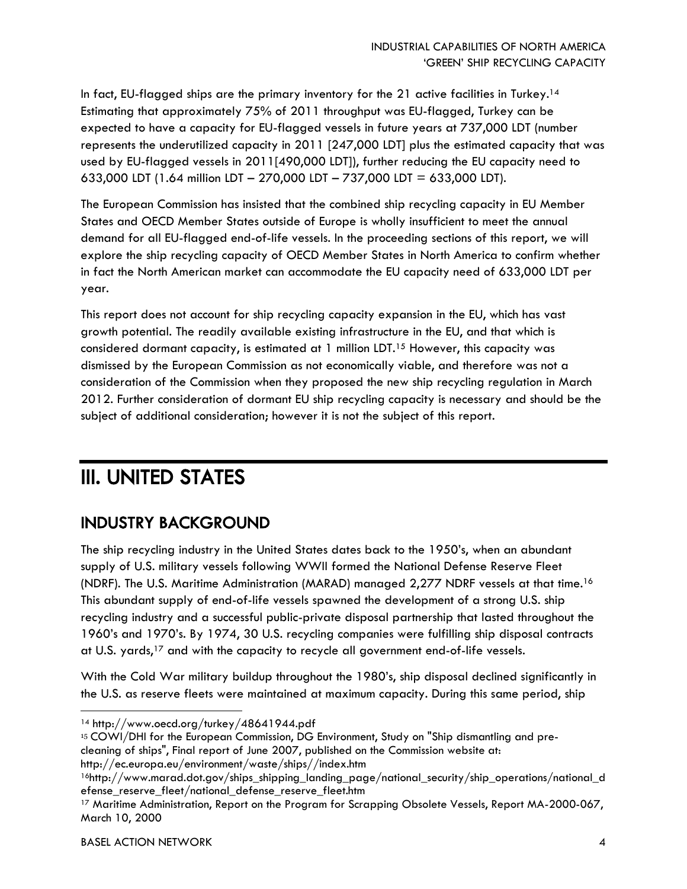In fact, EU-flagged ships are the primary inventory for the 21 active facilities in Turkey.[14] Estimating that approximately 75% of 2011 throughput was EU-flagged, Turkey can be expected to have a capacity for EU-flagged vessels in future years at 737,000 LDT (number represents the underutilized capacity in 2011 [247,000 LDT] plus the estimated capacity that was used by EU-flagged vessels in 2011[490,000 LDT]), further reducing the EU capacity need to 633,000 LDT (1.64 million LDT – 270,000 LDT – 737,000 LDT = 633,000 LDT).

The European Commission has insisted that the combined ship recycling capacity in EU Member States and OECD Member States outside of Europe is wholly insufficient to meet the annual demand for all EU-flagged end-of-life vessels. In the proceeding sections of this report, we will explore the ship recycling capacity of OECD Member States in North America to confirm whether in fact the North American market can accommodate the EU capacity need of 633,000 LDT per year.

This report does not account for ship recycling capacity expansion in the EU, which has vast growth potential. The readily available existing infrastructure in the EU, and that which is considered dormant capacity, is estimated at 1 million LDT.[15] However, this capacity was dismissed by the European Commission as not economically viable, and therefore was not a consideration of the Commission when they proposed the new ship recycling regulation in March 2012. Further consideration of dormant EU ship recycling capacity is necessary and should be the subject of additional consideration; however it is not the subject of this report.

# III. UNITED STATES

## INDUSTRY BACKGROUND

The ship recycling industry in the United States dates back to the 1950's, when an abundant supply of U.S. military vessels following WWII formed the National Defense Reserve Fleet (NDRF). The U.S. Maritime Administration (MARAD) managed 2,277 NDRF vessels at that time.[16] This abundant supply of end-of-life vessels spawned the development of a strong U.S. ship recycling industry and a successful public-private disposal partnership that lasted throughout the 1960's and 1970's. By 1974, 30 U.S. recycling companies were fulfilling ship disposal contracts at U.S. yards,[17] and with the capacity to recycle all government end-of-life vessels.

With the Cold War military buildup throughout the 1980's, ship disposal declined significantly in the U.S. as reserve fleets were maintained at maximum capacity. During this same period, ship

---

[14] http://www.oecd.org/turkey/48641944.pdf

[15] COWI/DHI for the European Commission, DG Environment, Study on "Ship dismantling and pre-cleaning of ships", Final report of June 2007, published on the Commission website at: http://ec.europa.eu/environment/waste/ships//index.htm

[16] http://www.marad.dot.gov/ships_shipping_landing_page/national_security/ship_operations/national_defense_reserve_fleet/national_defense_reserve_fleet.htm

[17] Maritime Administration, Report on the Program for Scrapping Obsolete Vessels, Report MA-2000-067, March 10, 2000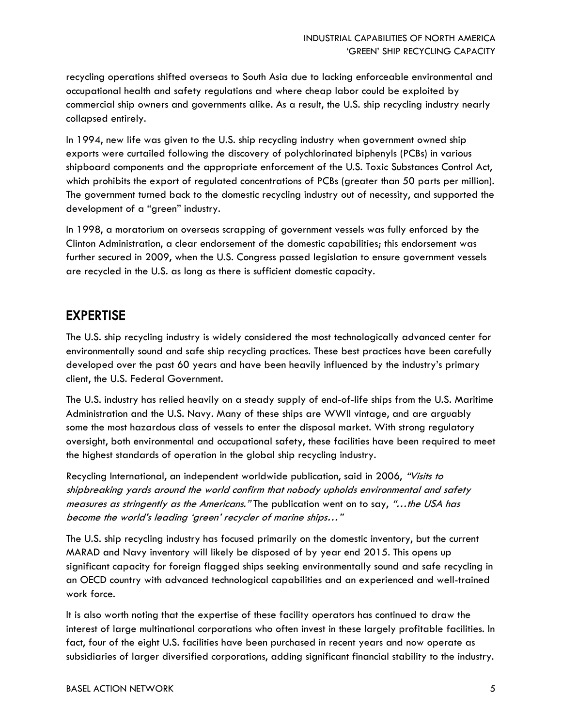recycling operations shifted overseas to South Asia due to lacking enforceable environmental and occupational health and safety regulations and where cheap labor could be exploited by commercial ship owners and governments alike. As a result, the U.S. ship recycling industry nearly collapsed entirely.

In 1994, new life was given to the U.S. ship recycling industry when government owned ship exports were curtailed following the discovery of polychlorinated biphenyls (PCBs) in various shipboard components and the appropriate enforcement of the U.S. Toxic Substances Control Act, which prohibits the export of regulated concentrations of PCBs (greater than 50 parts per million). The government turned back to the domestic recycling industry out of necessity, and supported the development of a "green" industry.

In 1998, a moratorium on overseas scrapping of government vessels was fully enforced by the Clinton Administration, a clear endorsement of the domestic capabilities; this endorsement was further secured in 2009, when the U.S. Congress passed legislation to ensure government vessels are recycled in the U.S. as long as there is sufficient domestic capacity.

## EXPERTISE

The U.S. ship recycling industry is widely considered the most technologically advanced center for environmentally sound and safe ship recycling practices. These best practices have been carefully developed over the past 60 years and have been heavily influenced by the industry's primary client, the U.S. Federal Government.

The U.S. industry has relied heavily on a steady supply of end-of-life ships from the U.S. Maritime Administration and the U.S. Navy. Many of these ships are WWII vintage, and are arguably some the most hazardous class of vessels to enter the disposal market. With strong regulatory oversight, both environmental and occupational safety, these facilities have been required to meet the highest standards of operation in the global ship recycling industry.

Recycling International, an independent worldwide publication, said in 2006, *"Visits to shipbreaking yards around the world confirm that nobody upholds environmental and safety measures as stringently as the Americans."* The publication went on to say, *"…the USA has become the world's leading 'green' recycler of marine ships…"*

The U.S. ship recycling industry has focused primarily on the domestic inventory, but the current MARAD and Navy inventory will likely be disposed of by year end 2015. This opens up significant capacity for foreign flagged ships seeking environmentally sound and safe recycling in an OECD country with advanced technological capabilities and an experienced and well-trained work force.

It is also worth noting that the expertise of these facility operators has continued to draw the interest of large multinational corporations who often invest in these largely profitable facilities. In fact, four of the eight U.S. facilities have been purchased in recent years and now operate as subsidiaries of larger diversified corporations, adding significant financial stability to the industry.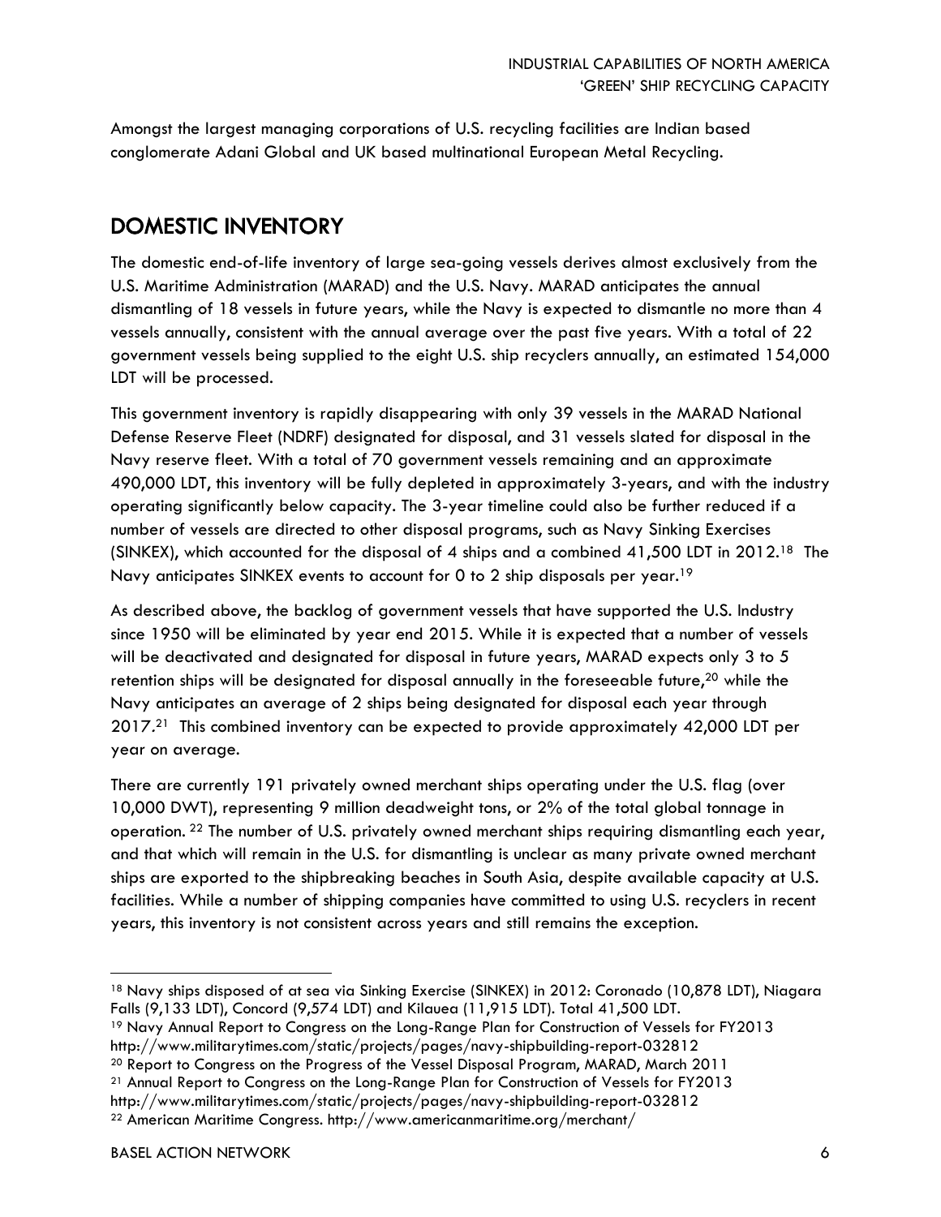Amongst the largest managing corporations of U.S. recycling facilities are Indian based conglomerate Adani Global and UK based multinational European Metal Recycling.

## DOMESTIC INVENTORY

The domestic end-of-life inventory of large sea-going vessels derives almost exclusively from the U.S. Maritime Administration (MARAD) and the U.S. Navy. MARAD anticipates the annual dismantling of 18 vessels in future years, while the Navy is expected to dismantle no more than 4 vessels annually, consistent with the annual average over the past five years. With a total of 22 government vessels being supplied to the eight U.S. ship recyclers annually, an estimated 154,000 LDT will be processed.

This government inventory is rapidly disappearing with only 39 vessels in the MARAD National Defense Reserve Fleet (NDRF) designated for disposal, and 31 vessels slated for disposal in the Navy reserve fleet. With a total of 70 government vessels remaining and an approximate 490,000 LDT, this inventory will be fully depleted in approximately 3-years, and with the industry operating significantly below capacity. The 3-year timeline could also be further reduced if a number of vessels are directed to other disposal programs, such as Navy Sinking Exercises (SINKEX), which accounted for the disposal of 4 ships and a combined 41,500 LDT in 2012.[18] The Navy anticipates SINKEX events to account for 0 to 2 ship disposals per year.[19]

As described above, the backlog of government vessels that have supported the U.S. Industry since 1950 will be eliminated by year end 2015. While it is expected that a number of vessels will be deactivated and designated for disposal in future years, MARAD expects only 3 to 5 retention ships will be designated for disposal annually in the foreseeable future,[20] while the Navy anticipates an average of 2 ships being designated for disposal each year through 2017.[21] This combined inventory can be expected to provide approximately 42,000 LDT per year on average.

There are currently 191 privately owned merchant ships operating under the U.S. flag (over 10,000 DWT), representing 9 million deadweight tons, or 2% of the total global tonnage in operation.[22] The number of U.S. privately owned merchant ships requiring dismantling each year, and that which will remain in the U.S. for dismantling is unclear as many private owned merchant ships are exported to the shipbreaking beaches in South Asia, despite available capacity at U.S. facilities. While a number of shipping companies have committed to using U.S. recyclers in recent years, this inventory is not consistent across years and still remains the exception.

---

[18] Navy ships disposed of at sea via Sinking Exercise (SINKEX) in 2012: Coronado (10,878 LDT), Niagara Falls (9,133 LDT), Concord (9,574 LDT) and Kilauea (11,915 LDT). Total 41,500 LDT.

[19] Navy Annual Report to Congress on the Long-Range Plan for Construction of Vessels for FY2013 http://www.militarytimes.com/static/projects/pages/navy-shipbuilding-report-032812

[20] Report to Congress on the Progress of the Vessel Disposal Program, MARAD, March 2011

[21] Annual Report to Congress on the Long-Range Plan for Construction of Vessels for FY2013 http://www.militarytimes.com/static/projects/pages/navy-shipbuilding-report-032812

[22] American Maritime Congress. http://www.americanmaritime.org/merchant/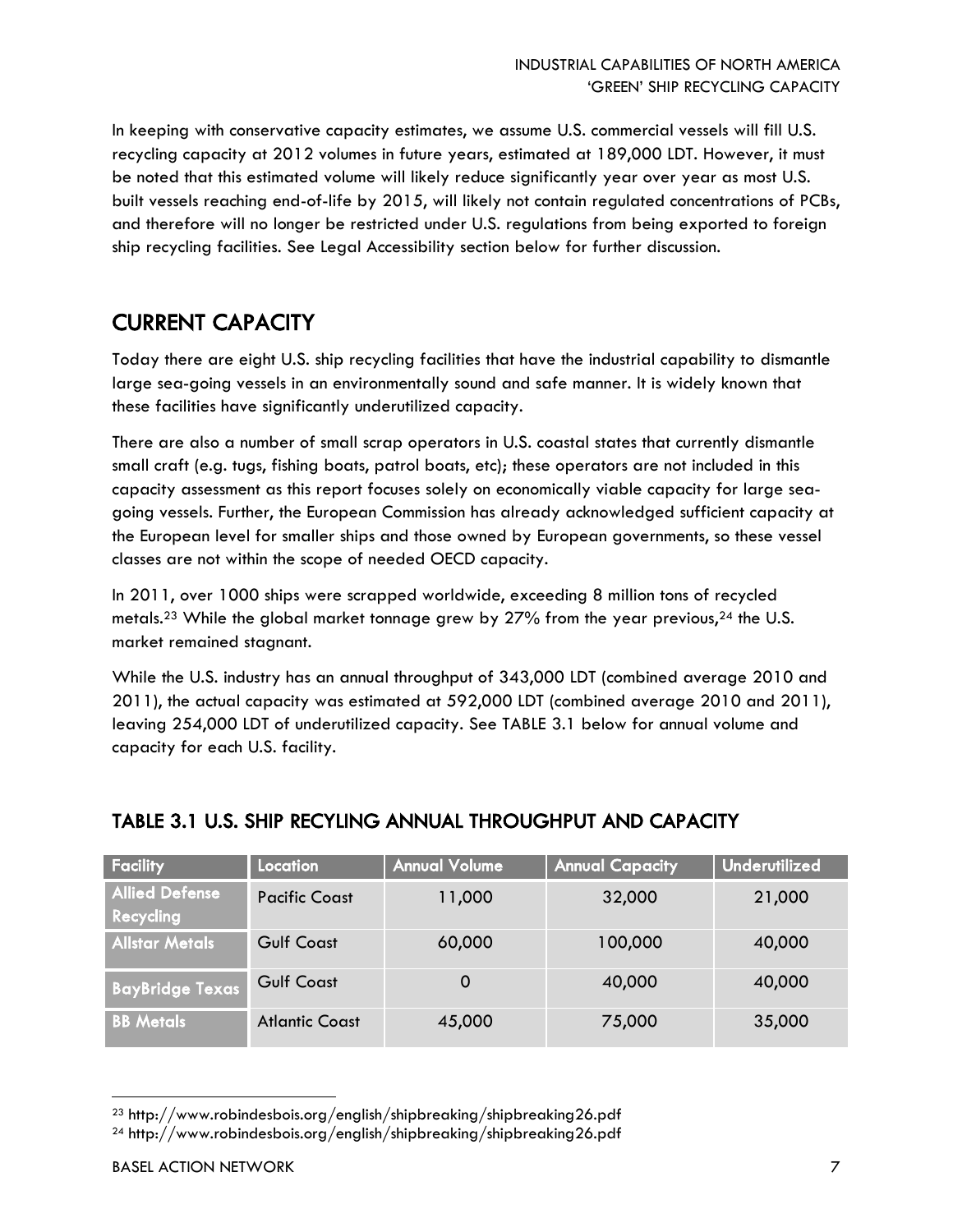In keeping with conservative capacity estimates, we assume U.S. commercial vessels will fill U.S. recycling capacity at 2012 volumes in future years, estimated at 189,000 LDT. However, it must be noted that this estimated volume will likely reduce significantly year over year as most U.S. built vessels reaching end-of-life by 2015, will likely not contain regulated concentrations of PCBs, and therefore will no longer be restricted under U.S. regulations from being exported to foreign ship recycling facilities. See Legal Accessibility section below for further discussion.

## CURRENT CAPACITY

Today there are eight U.S. ship recycling facilities that have the industrial capability to dismantle large sea-going vessels in an environmentally sound and safe manner. It is widely known that these facilities have significantly underutilized capacity.

There are also a number of small scrap operators in U.S. coastal states that currently dismantle small craft (e.g. tugs, fishing boats, patrol boats, etc); these operators are not included in this capacity assessment as this report focuses solely on economically viable capacity for large sea-going vessels. Further, the European Commission has already acknowledged sufficient capacity at the European level for smaller ships and those owned by European governments, so these vessel classes are not within the scope of needed OECD capacity.

In 2011, over 1000 ships were scrapped worldwide, exceeding 8 million tons of recycled metals.[23] While the global market tonnage grew by 27% from the year previous,[24] the U.S. market remained stagnant.

While the U.S. industry has an annual throughput of 343,000 LDT (combined average 2010 and 2011), the actual capacity was estimated at 592,000 LDT (combined average 2010 and 2011), leaving 254,000 LDT of underutilized capacity. See TABLE 3.1 below for annual volume and capacity for each U.S. facility.

## TABLE 3.1 U.S. SHIP RECYLING ANNUAL THROUGHPUT AND CAPACITY

| Facility | Location | Annual Volume | Annual Capacity | Underutilized |
|---|---|---|---|---|
| Allied Defense Recycling | Pacific Coast | 11,000 | 32,000 | 21,000 |
| Allstar Metals | Gulf Coast | 60,000 | 100,000 | 40,000 |
| BayBridge Texas | Gulf Coast | 0 | 40,000 | 40,000 |
| BB Metals | Atlantic Coast | 45,000 | 75,000 | 35,000 |

[23] http://www.robindesbois.org/english/shipbreaking/shipbreaking26.pdf

[24] http://www.robindesbois.org/english/shipbreaking/shipbreaking26.pdf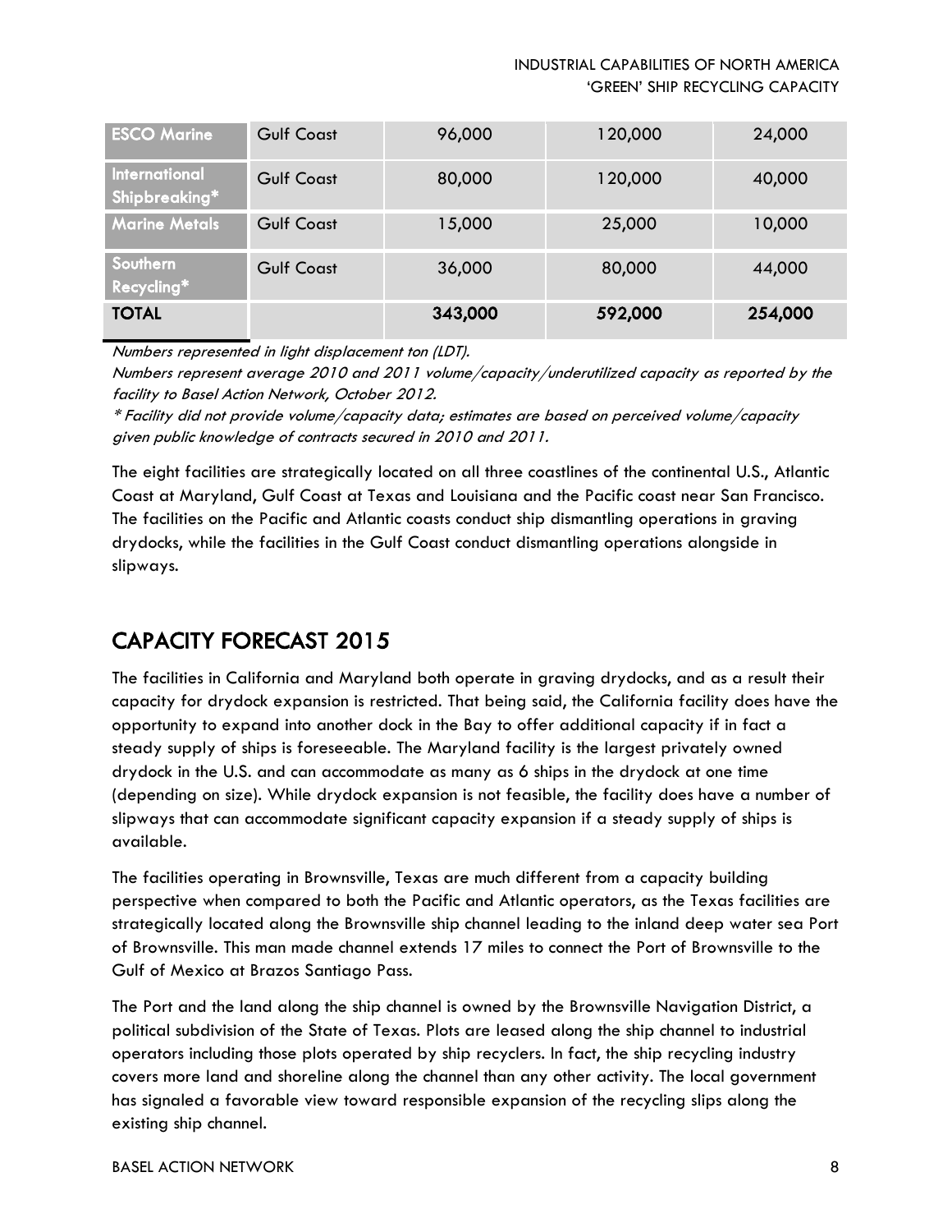| | | | | |
|---|---|---|---|---|
| ESCO Marine | Gulf Coast | 96,000 | 120,000 | 24,000 |
| International Shipbreaking* | Gulf Coast | 80,000 | 120,000 | 40,000 |
| Marine Metals | Gulf Coast | 15,000 | 25,000 | 10,000 |
| Southern Recycling* | Gulf Coast | 36,000 | 80,000 | 44,000 |
| **TOTAL** | | **343,000** | **592,000** | **254,000** |

*Numbers represented in light displacement ton (LDT).*

*Numbers represent average 2010 and 2011 volume/capacity/underutilized capacity as reported by the facility to Basel Action Network, October 2012.*

** Facility did not provide volume/capacity data; estimates are based on perceived volume/capacity given public knowledge of contracts secured in 2010 and 2011.*

The eight facilities are strategically located on all three coastlines of the continental U.S., Atlantic Coast at Maryland, Gulf Coast at Texas and Louisiana and the Pacific coast near San Francisco. The facilities on the Pacific and Atlantic coasts conduct ship dismantling operations in graving drydocks, while the facilities in the Gulf Coast conduct dismantling operations alongside in slipways.

## CAPACITY FORECAST 2015

The facilities in California and Maryland both operate in graving drydocks, and as a result their capacity for drydock expansion is restricted. That being said, the California facility does have the opportunity to expand into another dock in the Bay to offer additional capacity if in fact a steady supply of ships is foreseeable. The Maryland facility is the largest privately owned drydock in the U.S. and can accommodate as many as 6 ships in the drydock at one time (depending on size). While drydock expansion is not feasible, the facility does have a number of slipways that can accommodate significant capacity expansion if a steady supply of ships is available.

The facilities operating in Brownsville, Texas are much different from a capacity building perspective when compared to both the Pacific and Atlantic operators, as the Texas facilities are strategically located along the Brownsville ship channel leading to the inland deep water sea Port of Brownsville. This man made channel extends 17 miles to connect the Port of Brownsville to the Gulf of Mexico at Brazos Santiago Pass.

The Port and the land along the ship channel is owned by the Brownsville Navigation District, a political subdivision of the State of Texas. Plots are leased along the ship channel to industrial operators including those plots operated by ship recyclers. In fact, the ship recycling industry covers more land and shoreline along the channel than any other activity. The local government has signaled a favorable view toward responsible expansion of the recycling slips along the existing ship channel.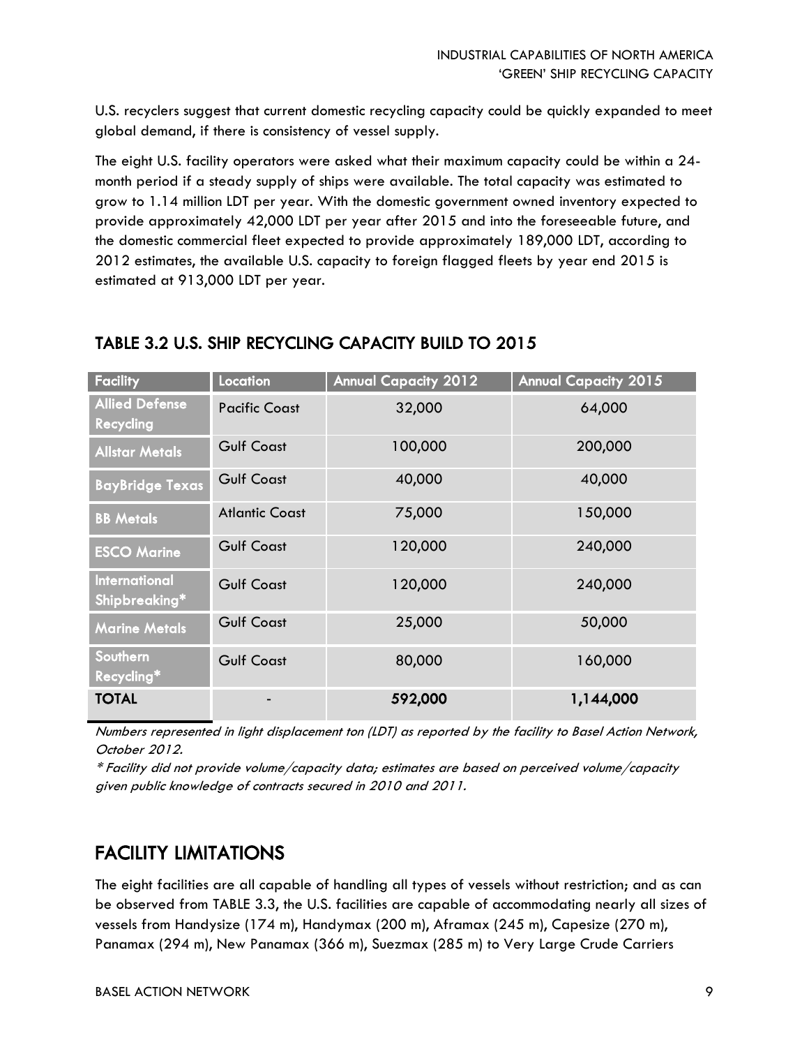U.S. recyclers suggest that current domestic recycling capacity could be quickly expanded to meet global demand, if there is consistency of vessel supply.

The eight U.S. facility operators were asked what their maximum capacity could be within a 24-month period if a steady supply of ships were available. The total capacity was estimated to grow to 1.14 million LDT per year. With the domestic government owned inventory expected to provide approximately 42,000 LDT per year after 2015 and into the foreseeable future, and the domestic commercial fleet expected to provide approximately 189,000 LDT, according to 2012 estimates, the available U.S. capacity to foreign flagged fleets by year end 2015 is estimated at 913,000 LDT per year.

## TABLE 3.2 U.S. SHIP RECYCLING CAPACITY BUILD TO 2015

| Facility | Location | Annual Capacity 2012 | Annual Capacity 2015 |
|---|---|---|---|
| Allied Defense Recycling | Pacific Coast | 32,000 | 64,000 |
| Allstar Metals | Gulf Coast | 100,000 | 200,000 |
| BayBridge Texas | Gulf Coast | 40,000 | 40,000 |
| BB Metals | Atlantic Coast | 75,000 | 150,000 |
| ESCO Marine | Gulf Coast | 120,000 | 240,000 |
| International Shipbreaking* | Gulf Coast | 120,000 | 240,000 |
| Marine Metals | Gulf Coast | 25,000 | 50,000 |
| Southern Recycling* | Gulf Coast | 80,000 | 160,000 |
| **TOTAL** | - | **592,000** | **1,144,000** |

*Numbers represented in light displacement ton (LDT) as reported by the facility to Basel Action Network, October 2012.*

** Facility did not provide volume/capacity data; estimates are based on perceived volume/capacity given public knowledge of contracts secured in 2010 and 2011.*

## FACILITY LIMITATIONS

The eight facilities are all capable of handling all types of vessels without restriction; and as can be observed from TABLE 3.3, the U.S. facilities are capable of accommodating nearly all sizes of vessels from Handysize (174 m), Handymax (200 m), Aframax (245 m), Capesize (270 m), Panamax (294 m), New Panamax (366 m), Suezmax (285 m) to Very Large Crude Carriers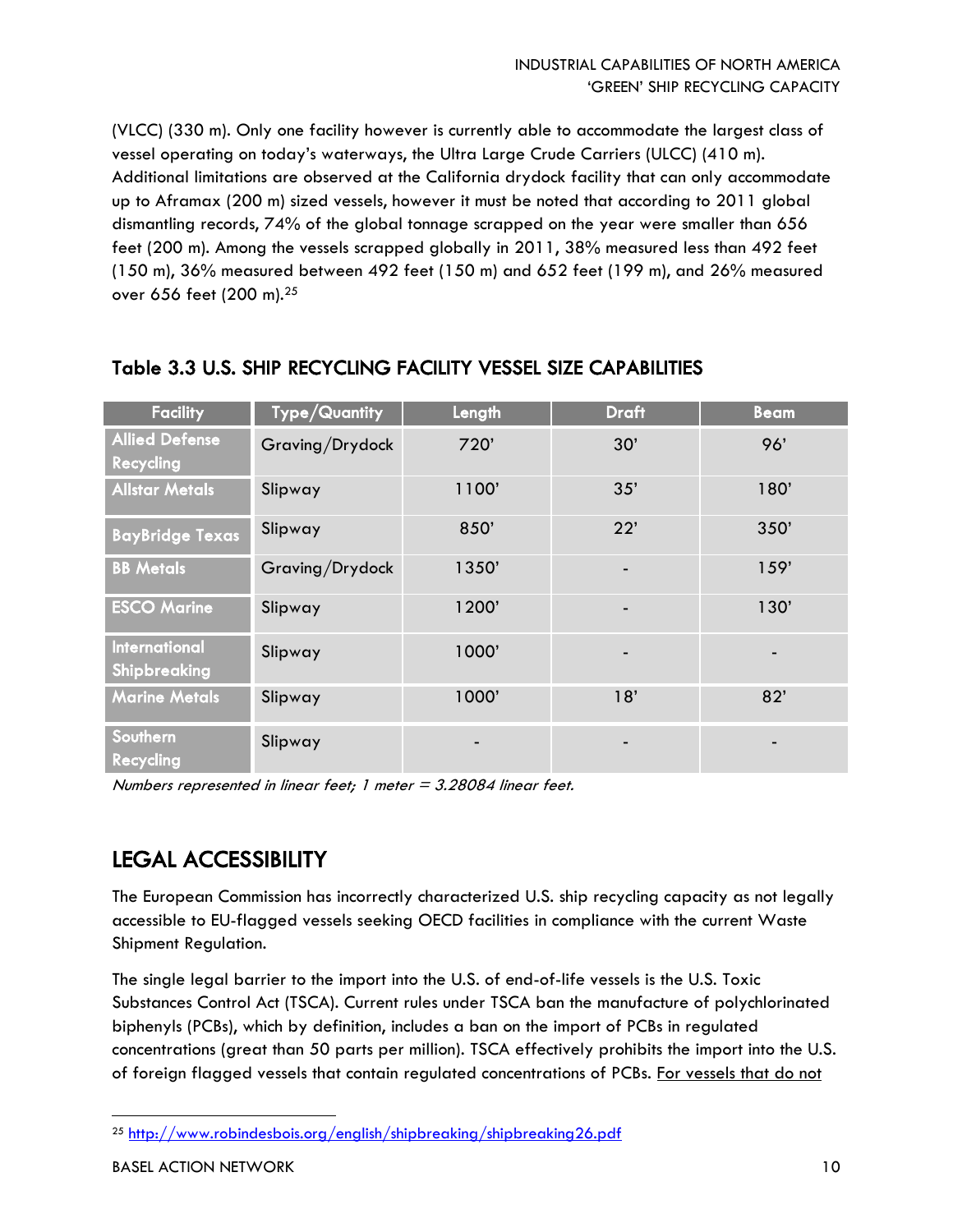(VLCC) (330 m). Only one facility however is currently able to accommodate the largest class of vessel operating on today's waterways, the Ultra Large Crude Carriers (ULCC) (410 m). Additional limitations are observed at the California drydock facility that can only accommodate up to Aframax (200 m) sized vessels, however it must be noted that according to 2011 global dismantling records, 74% of the global tonnage scrapped on the year were smaller than 656 feet (200 m). Among the vessels scrapped globally in 2011, 38% measured less than 492 feet (150 m), 36% measured between 492 feet (150 m) and 652 feet (199 m), and 26% measured over 656 feet (200 m).[25]

## Table 3.3 U.S. SHIP RECYCLING FACILITY VESSEL SIZE CAPABILITIES

| Facility | Type/Quantity | Length | Draft | Beam |
|---|---|---|---|---|
| Allied Defense Recycling | Graving/Drydock | 720' | 30' | 96' |
| Allstar Metals | Slipway | 1100' | 35' | 180' |
| BayBridge Texas | Slipway | 850' | 22' | 350' |
| BB Metals | Graving/Drydock | 1350' | - | 159' |
| ESCO Marine | Slipway | 1200' | - | 130' |
| International Shipbreaking | Slipway | 1000' | - | - |
| Marine Metals | Slipway | 1000' | 18' | 82' |
| Southern Recycling | Slipway | - | - | - |

*Numbers represented in linear feet; 1 meter = 3.28084 linear feet.*

## LEGAL ACCESSIBILITY

The European Commission has incorrectly characterized U.S. ship recycling capacity as not legally accessible to EU-flagged vessels seeking OECD facilities in compliance with the current Waste Shipment Regulation.

The single legal barrier to the import into the U.S. of end-of-life vessels is the U.S. Toxic Substances Control Act (TSCA). Current rules under TSCA ban the manufacture of polychlorinated biphenyls (PCBs), which by definition, includes a ban on the import of PCBs in regulated concentrations (great than 50 parts per million). TSCA effectively prohibits the import into the U.S. of foreign flagged vessels that contain regulated concentrations of PCBs. For vessels that do not

[25] http://www.robindesbois.org/english/shipbreaking/shipbreaking26.pdf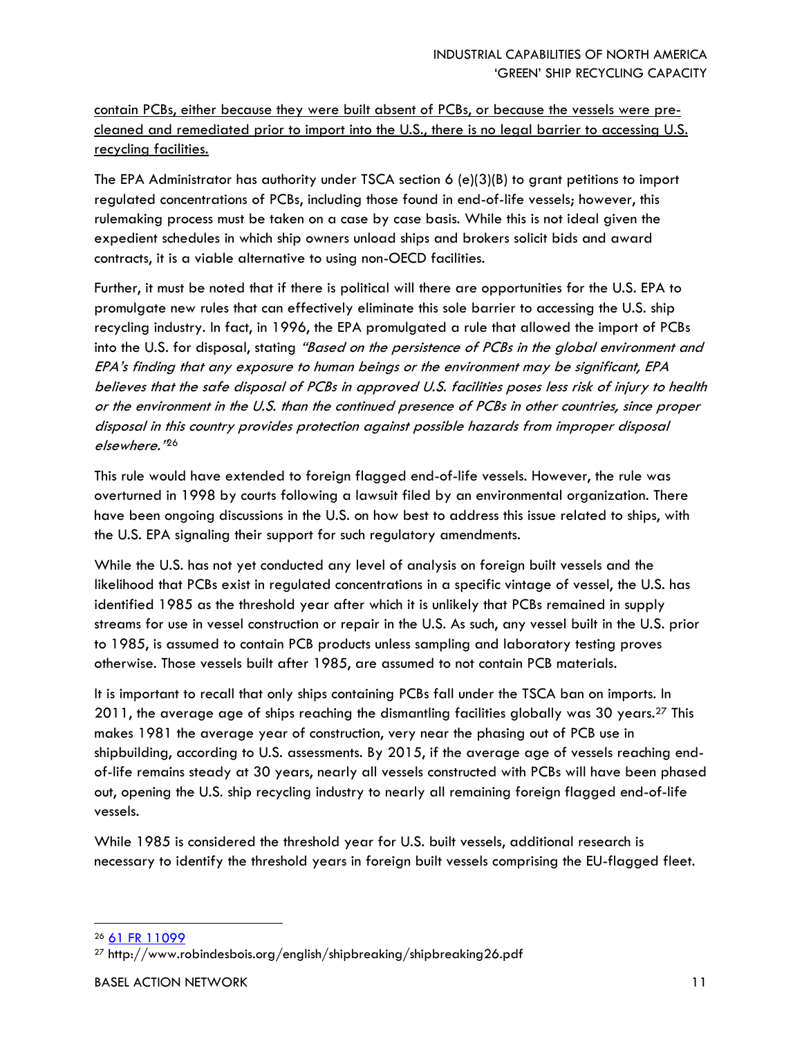contain PCBs, either because they were built absent of PCBs, or because the vessels were pre-cleaned and remediated prior to import into the U.S., there is no legal barrier to accessing U.S. recycling facilities.

The EPA Administrator has authority under TSCA section 6 (e)(3)(B) to grant petitions to import regulated concentrations of PCBs, including those found in end-of-life vessels; however, this rulemaking process must be taken on a case by case basis. While this is not ideal given the expedient schedules in which ship owners unload ships and brokers solicit bids and award contracts, it is a viable alternative to using non-OECD facilities.

Further, it must be noted that if there is political will there are opportunities for the U.S. EPA to promulgate new rules that can effectively eliminate this sole barrier to accessing the U.S. ship recycling industry. In fact, in 1996, the EPA promulgated a rule that allowed the import of PCBs into the U.S. for disposal, stating *"Based on the persistence of PCBs in the global environment and EPA's finding that any exposure to human beings or the environment may be significant, EPA believes that the safe disposal of PCBs in approved U.S. facilities poses less risk of injury to health or the environment in the U.S. than the continued presence of PCBs in other countries, since proper disposal in this country provides protection against possible hazards from improper disposal elsewhere."*[26]

This rule would have extended to foreign flagged end-of-life vessels. However, the rule was overturned in 1998 by courts following a lawsuit filed by an environmental organization. There have been ongoing discussions in the U.S. on how best to address this issue related to ships, with the U.S. EPA signaling their support for such regulatory amendments.

While the U.S. has not yet conducted any level of analysis on foreign built vessels and the likelihood that PCBs exist in regulated concentrations in a specific vintage of vessel, the U.S. has identified 1985 as the threshold year after which it is unlikely that PCBs remained in supply streams for use in vessel construction or repair in the U.S. As such, any vessel built in the U.S. prior to 1985, is assumed to contain PCB products unless sampling and laboratory testing proves otherwise. Those vessels built after 1985, are assumed to not contain PCB materials.

It is important to recall that only ships containing PCBs fall under the TSCA ban on imports. In 2011, the average age of ships reaching the dismantling facilities globally was 30 years.[27] This makes 1981 the average year of construction, very near the phasing out of PCB use in shipbuilding, according to U.S. assessments. By 2015, if the average age of vessels reaching end-of-life remains steady at 30 years, nearly all vessels constructed with PCBs will have been phased out, opening the U.S. ship recycling industry to nearly all remaining foreign flagged end-of-life vessels.

While 1985 is considered the threshold year for U.S. built vessels, additional research is necessary to identify the threshold years in foreign built vessels comprising the EU-flagged fleet.

---

[26] 61 FR 11099

[27] http://www.robindesbois.org/english/shipbreaking/shipbreaking26.pdf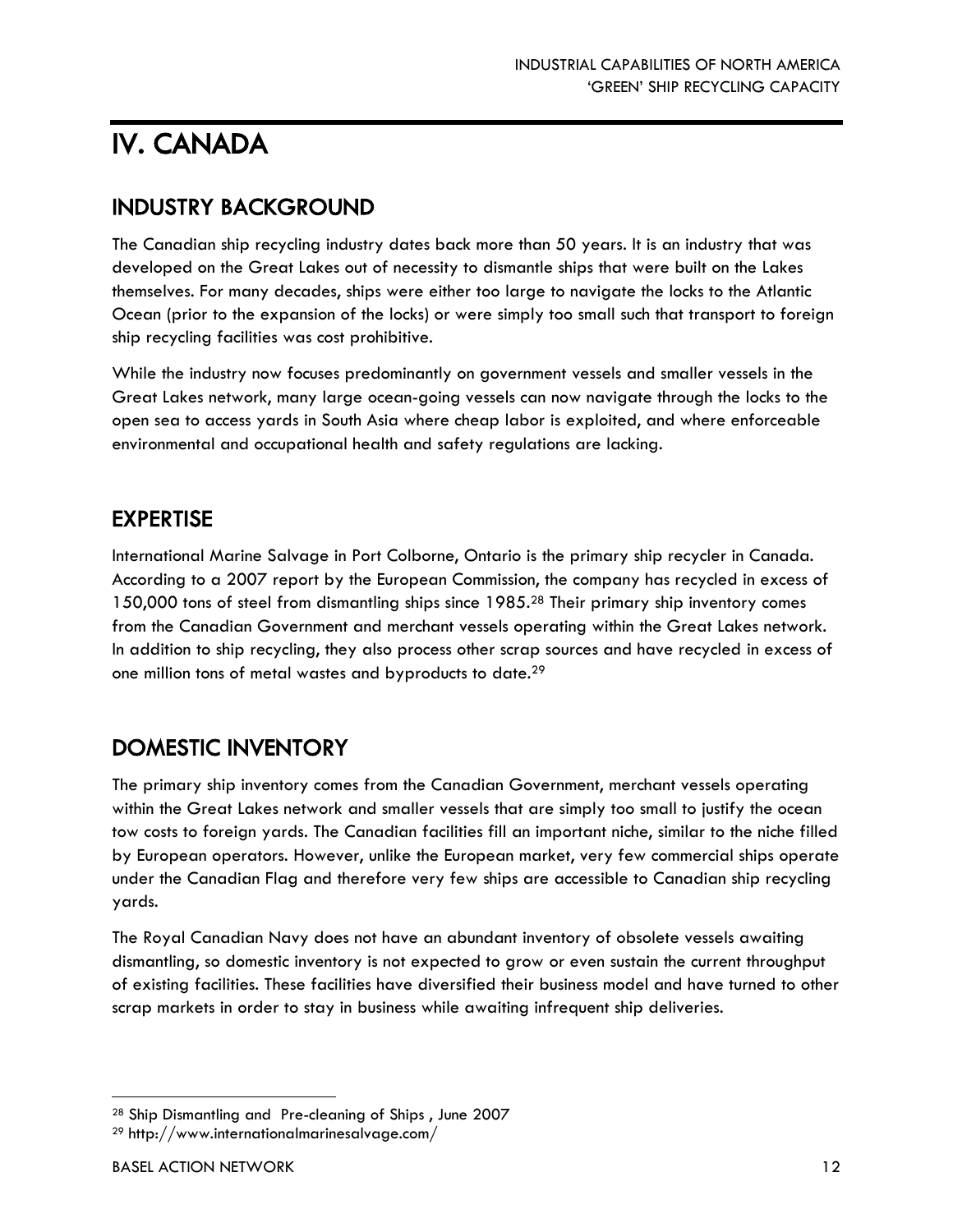# IV. CANADA

## INDUSTRY BACKGROUND

The Canadian ship recycling industry dates back more than 50 years. It is an industry that was developed on the Great Lakes out of necessity to dismantle ships that were built on the Lakes themselves. For many decades, ships were either too large to navigate the locks to the Atlantic Ocean (prior to the expansion of the locks) or were simply too small such that transport to foreign ship recycling facilities was cost prohibitive.

While the industry now focuses predominantly on government vessels and smaller vessels in the Great Lakes network, many large ocean-going vessels can now navigate through the locks to the open sea to access yards in South Asia where cheap labor is exploited, and where enforceable environmental and occupational health and safety regulations are lacking.

## EXPERTISE

International Marine Salvage in Port Colborne, Ontario is the primary ship recycler in Canada. According to a 2007 report by the European Commission, the company has recycled in excess of 150,000 tons of steel from dismantling ships since 1985.[28] Their primary ship inventory comes from the Canadian Government and merchant vessels operating within the Great Lakes network. In addition to ship recycling, they also process other scrap sources and have recycled in excess of one million tons of metal wastes and byproducts to date.[29]

## DOMESTIC INVENTORY

The primary ship inventory comes from the Canadian Government, merchant vessels operating within the Great Lakes network and smaller vessels that are simply too small to justify the ocean tow costs to foreign yards. The Canadian facilities fill an important niche, similar to the niche filled by European operators. However, unlike the European market, very few commercial ships operate under the Canadian Flag and therefore very few ships are accessible to Canadian ship recycling yards.

The Royal Canadian Navy does not have an abundant inventory of obsolete vessels awaiting dismantling, so domestic inventory is not expected to grow or even sustain the current throughput of existing facilities. These facilities have diversified their business model and have turned to other scrap markets in order to stay in business while awaiting infrequent ship deliveries.

---

[28] Ship Dismantling and Pre-cleaning of Ships , June 2007

[29] http://www.internationalmarinesalvage.com/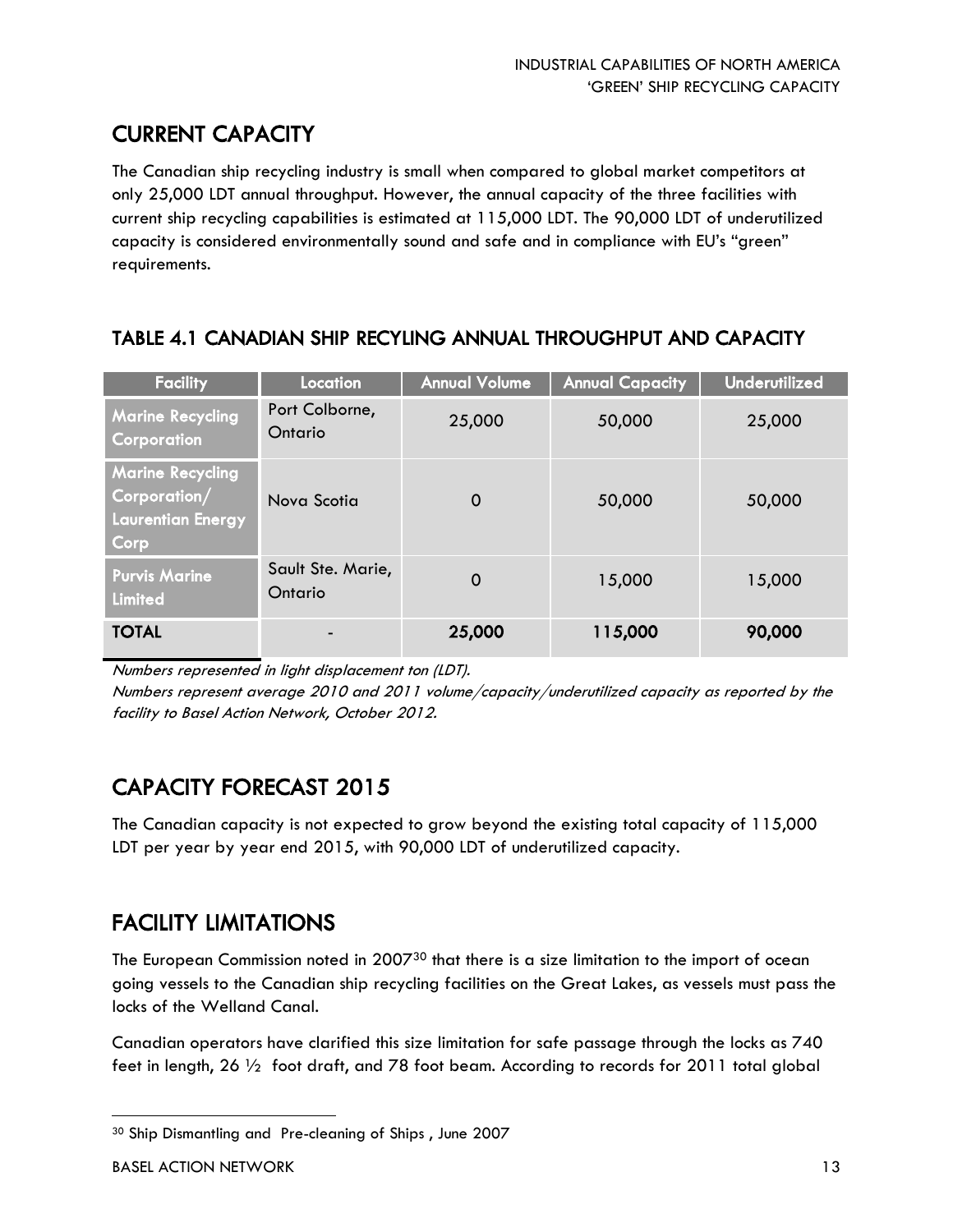## CURRENT CAPACITY

The Canadian ship recycling industry is small when compared to global market competitors at only 25,000 LDT annual throughput. However, the annual capacity of the three facilities with current ship recycling capabilities is estimated at 115,000 LDT. The 90,000 LDT of underutilized capacity is considered environmentally sound and safe and in compliance with EU's "green" requirements.

### TABLE 4.1 CANADIAN SHIP RECYLING ANNUAL THROUGHPUT AND CAPACITY

| Facility | Location | Annual Volume | Annual Capacity | Underutilized |
|---|---|---|---|---|
| Marine Recycling Corporation | Port Colborne, Ontario | 25,000 | 50,000 | 25,000 |
| Marine Recycling Corporation/ Laurentian Energy Corp | Nova Scotia | 0 | 50,000 | 50,000 |
| Purvis Marine Limited | Sault Ste. Marie, Ontario | 0 | 15,000 | 15,000 |
| **TOTAL** | - | **25,000** | **115,000** | **90,000** |

*Numbers represented in light displacement ton (LDT).*
*Numbers represent average 2010 and 2011 volume/capacity/underutilized capacity as reported by the facility to Basel Action Network, October 2012.*

## CAPACITY FORECAST 2015

The Canadian capacity is not expected to grow beyond the existing total capacity of 115,000 LDT per year by year end 2015, with 90,000 LDT of underutilized capacity.

## FACILITY LIMITATIONS

The European Commission noted in 2007[30] that there is a size limitation to the import of ocean going vessels to the Canadian ship recycling facilities on the Great Lakes, as vessels must pass the locks of the Welland Canal.

Canadian operators have clarified this size limitation for safe passage through the locks as 740 feet in length, 26 ½ foot draft, and 78 foot beam. According to records for 2011 total global

[30] Ship Dismantling and Pre-cleaning of Ships , June 2007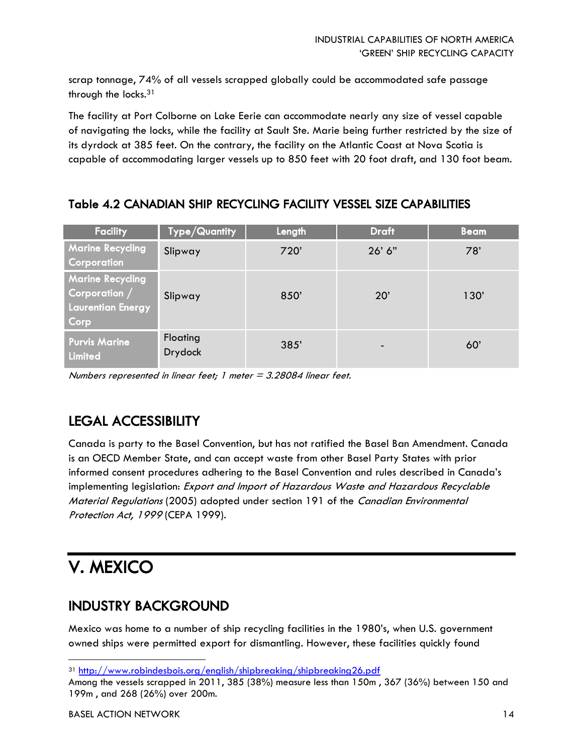scrap tonnage, 74% of all vessels scrapped globally could be accommodated safe passage through the locks.[31]

The facility at Port Colborne on Lake Eerie can accommodate nearly any size of vessel capable of navigating the locks, while the facility at Sault Ste. Marie being further restricted by the size of its dyrdock at 385 feet. On the contrary, the facility on the Atlantic Coast at Nova Scotia is capable of accommodating larger vessels up to 850 feet with 20 foot draft, and 130 foot beam.

### Table 4.2 CANADIAN SHIP RECYCLING FACILITY VESSEL SIZE CAPABILITIES

| Facility | Type/Quantity | Length | Draft | Beam |
|---|---|---|---|---|
| **Marine Recycling Corporation** | Slipway | 720' | 26' 6" | 78' |
| **Marine Recycling Corporation / Laurentian Energy Corp** | Slipway | 850' | 20' | 130' |
| **Purvis Marine Limited** | Floating Drydock | 385' | - | 60' |

*Numbers represented in linear feet; 1 meter = 3.28084 linear feet.*

## LEGAL ACCESSIBILITY

Canada is party to the Basel Convention, but has not ratified the Basel Ban Amendment. Canada is an OECD Member State, and can accept waste from other Basel Party States with prior informed consent procedures adhering to the Basel Convention and rules described in Canada's implementing legislation: *Export and Import of Hazardous Waste and Hazardous Recyclable Material Regulations* (2005) adopted under section 191 of the *Canadian Environmental Protection Act, 1999* (CEPA 1999).

# V. MEXICO

## INDUSTRY BACKGROUND

Mexico was home to a number of ship recycling facilities in the 1980's, when U.S. government owned ships were permitted export for dismantling. However, these facilities quickly found

[31] http://www.robindesbois.org/english/shipbreaking/shipbreaking26.pdf
Among the vessels scrapped in 2011, 385 (38%) measure less than 150m , 367 (36%) between 150 and 199m , and 268 (26%) over 200m.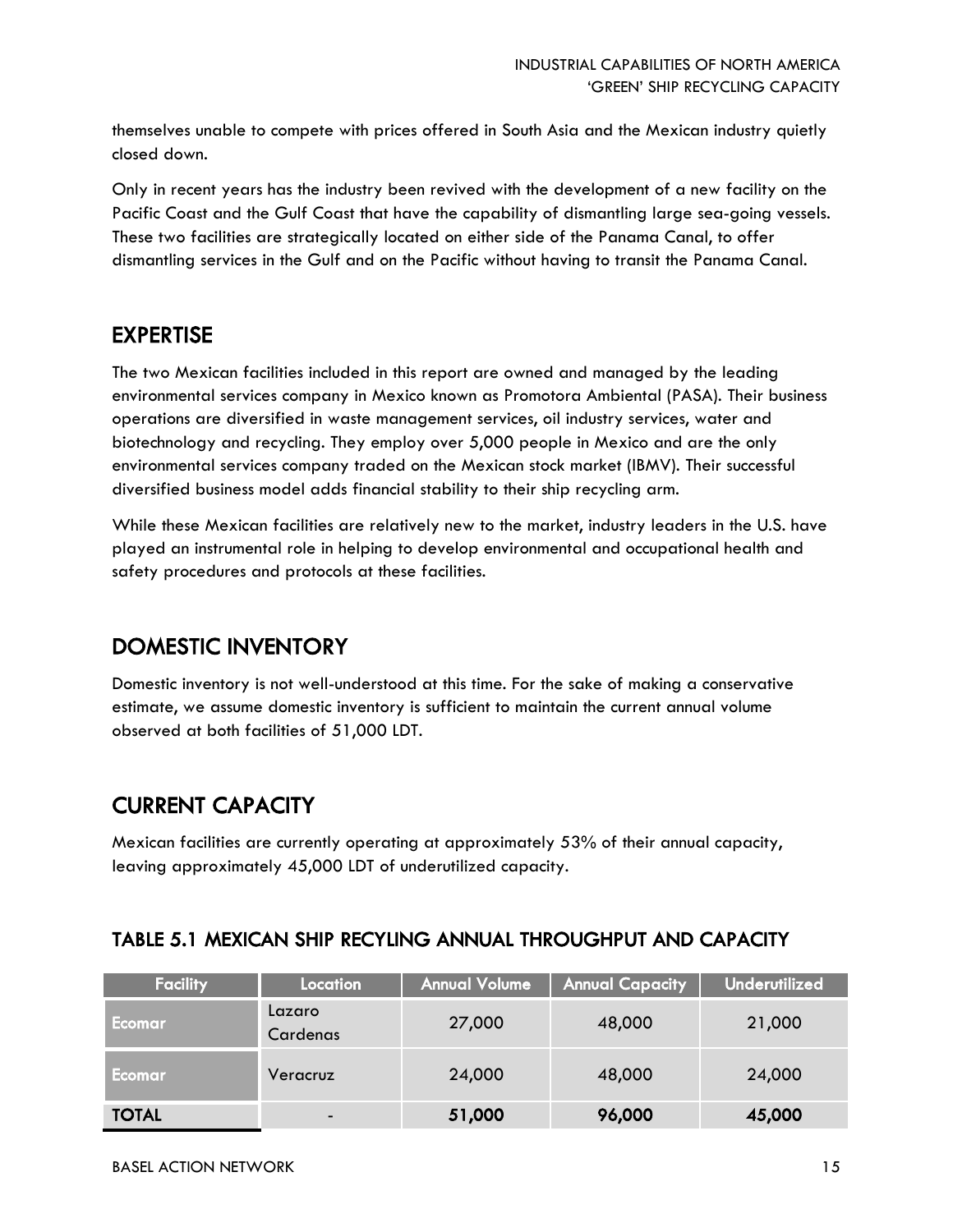themselves unable to compete with prices offered in South Asia and the Mexican industry quietly closed down.

Only in recent years has the industry been revived with the development of a new facility on the Pacific Coast and the Gulf Coast that have the capability of dismantling large sea-going vessels. These two facilities are strategically located on either side of the Panama Canal, to offer dismantling services in the Gulf and on the Pacific without having to transit the Panama Canal.

## EXPERTISE

The two Mexican facilities included in this report are owned and managed by the leading environmental services company in Mexico known as Promotora Ambiental (PASA). Their business operations are diversified in waste management services, oil industry services, water and biotechnology and recycling. They employ over 5,000 people in Mexico and are the only environmental services company traded on the Mexican stock market (IBMV). Their successful diversified business model adds financial stability to their ship recycling arm.

While these Mexican facilities are relatively new to the market, industry leaders in the U.S. have played an instrumental role in helping to develop environmental and occupational health and safety procedures and protocols at these facilities.

## DOMESTIC INVENTORY

Domestic inventory is not well-understood at this time. For the sake of making a conservative estimate, we assume domestic inventory is sufficient to maintain the current annual volume observed at both facilities of 51,000 LDT.

## CURRENT CAPACITY

Mexican facilities are currently operating at approximately 53% of their annual capacity, leaving approximately 45,000 LDT of underutilized capacity.

### TABLE 5.1 MEXICAN SHIP RECYLING ANNUAL THROUGHPUT AND CAPACITY

| Facility | Location | Annual Volume | Annual Capacity | Underutilized |
|---|---|---|---|---|
| Ecomar | Lazaro Cardenas | 27,000 | 48,000 | 21,000 |
| Ecomar | Veracruz | 24,000 | 48,000 | 24,000 |
| **TOTAL** | - | **51,000** | **96,000** | **45,000** |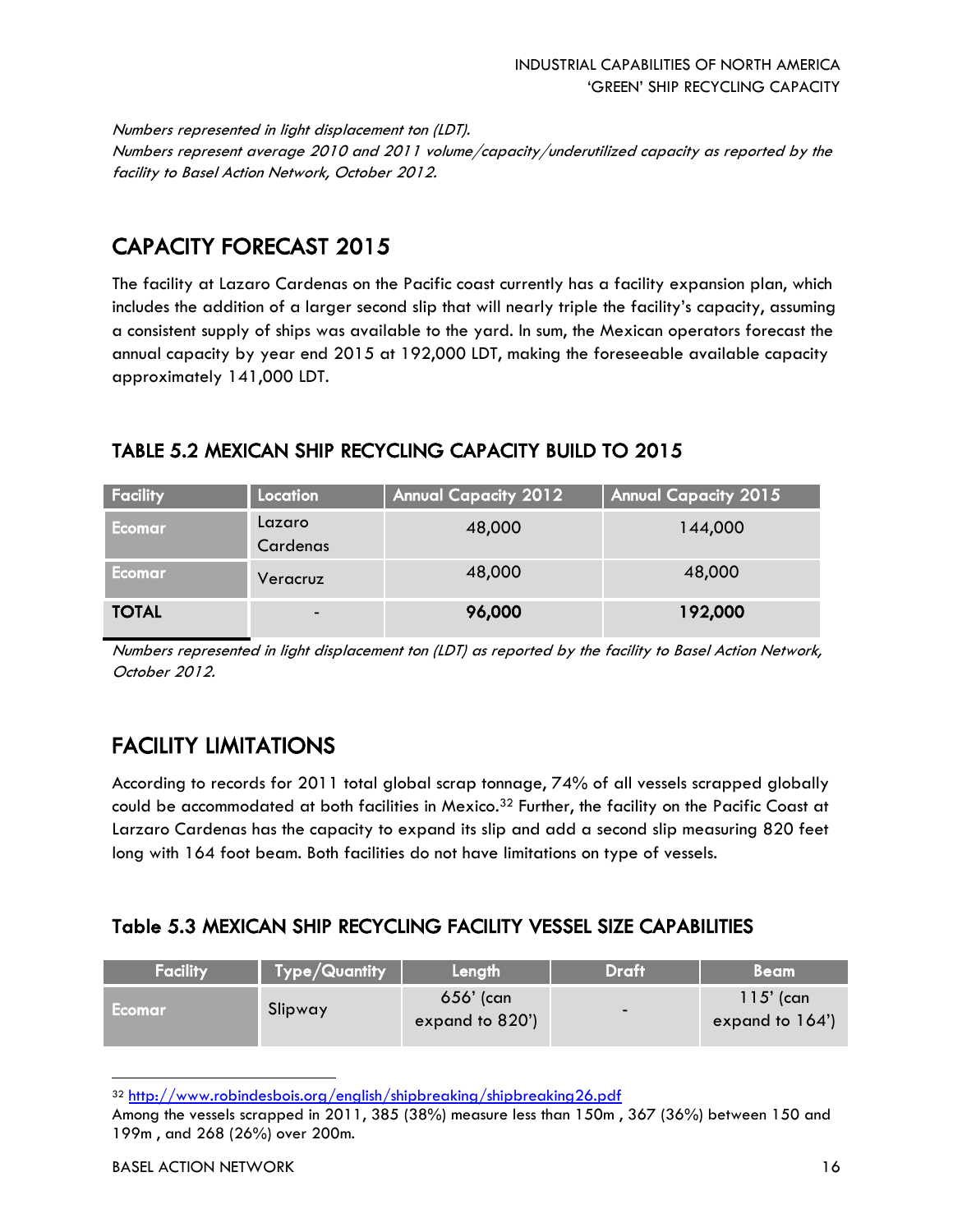*Numbers represented in light displacement ton (LDT).*
*Numbers represent average 2010 and 2011 volume/capacity/underutilized capacity as reported by the facility to Basel Action Network, October 2012.*

# CAPACITY FORECAST 2015

The facility at Lazaro Cardenas on the Pacific coast currently has a facility expansion plan, which includes the addition of a larger second slip that will nearly triple the facility's capacity, assuming a consistent supply of ships was available to the yard. In sum, the Mexican operators forecast the annual capacity by year end 2015 at 192,000 LDT, making the foreseeable available capacity approximately 141,000 LDT.

## TABLE 5.2 MEXICAN SHIP RECYCLING CAPACITY BUILD TO 2015

| Facility | Location | Annual Capacity 2012 | Annual Capacity 2015 |
|---|---|---|---|
| Ecomar | Lazaro Cardenas | 48,000 | 144,000 |
| Ecomar | Veracruz | 48,000 | 48,000 |
| **TOTAL** | - | **96,000** | **192,000** |

*Numbers represented in light displacement ton (LDT) as reported by the facility to Basel Action Network, October 2012.*

# FACILITY LIMITATIONS

According to records for 2011 total global scrap tonnage, 74% of all vessels scrapped globally could be accommodated at both facilities in Mexico.[32] Further, the facility on the Pacific Coast at Larzaro Cardenas has the capacity to expand its slip and add a second slip measuring 820 feet long with 164 foot beam. Both facilities do not have limitations on type of vessels.

## Table 5.3 MEXICAN SHIP RECYCLING FACILITY VESSEL SIZE CAPABILITIES

| Facility | Type/Quantity | Length | Draft | Beam |
|---|---|---|---|---|
| Ecomar | Slipway | 656' (can expand to 820') | - | 115' (can expand to 164') |

[32] http://www.robindesbois.org/english/shipbreaking/shipbreaking26.pdf
Among the vessels scrapped in 2011, 385 (38%) measure less than 150m , 367 (36%) between 150 and 199m , and 268 (26%) over 200m.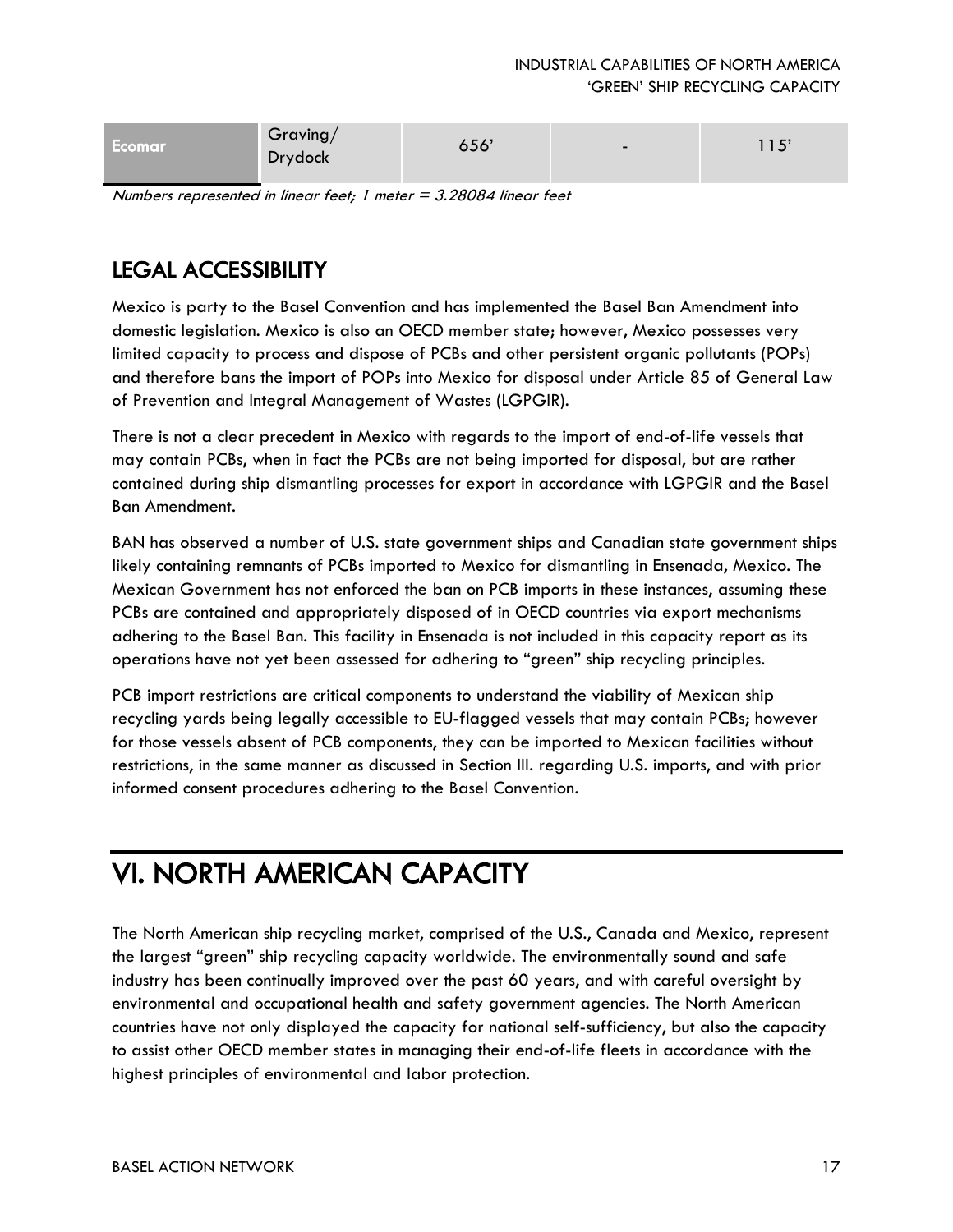| | | | | |
|---|---|---|---|---|
| **Ecomar** | Graving/ Drydock | 656' | - | 115' |

*Numbers represented in linear feet; 1 meter = 3.28084 linear feet*

## LEGAL ACCESSIBILITY

Mexico is party to the Basel Convention and has implemented the Basel Ban Amendment into domestic legislation. Mexico is also an OECD member state; however, Mexico possesses very limited capacity to process and dispose of PCBs and other persistent organic pollutants (POPs) and therefore bans the import of POPs into Mexico for disposal under Article 85 of General Law of Prevention and Integral Management of Wastes (LGPGIR).

There is not a clear precedent in Mexico with regards to the import of end-of-life vessels that may contain PCBs, when in fact the PCBs are not being imported for disposal, but are rather contained during ship dismantling processes for export in accordance with LGPGIR and the Basel Ban Amendment.

BAN has observed a number of U.S. state government ships and Canadian state government ships likely containing remnants of PCBs imported to Mexico for dismantling in Ensenada, Mexico. The Mexican Government has not enforced the ban on PCB imports in these instances, assuming these PCBs are contained and appropriately disposed of in OECD countries via export mechanisms adhering to the Basel Ban. This facility in Ensenada is not included in this capacity report as its operations have not yet been assessed for adhering to "green" ship recycling principles.

PCB import restrictions are critical components to understand the viability of Mexican ship recycling yards being legally accessible to EU-flagged vessels that may contain PCBs; however for those vessels absent of PCB components, they can be imported to Mexican facilities without restrictions, in the same manner as discussed in Section III. regarding U.S. imports, and with prior informed consent procedures adhering to the Basel Convention.

# VI. NORTH AMERICAN CAPACITY

The North American ship recycling market, comprised of the U.S., Canada and Mexico, represent the largest "green" ship recycling capacity worldwide. The environmentally sound and safe industry has been continually improved over the past 60 years, and with careful oversight by environmental and occupational health and safety government agencies. The North American countries have not only displayed the capacity for national self-sufficiency, but also the capacity to assist other OECD member states in managing their end-of-life fleets in accordance with the highest principles of environmental and labor protection.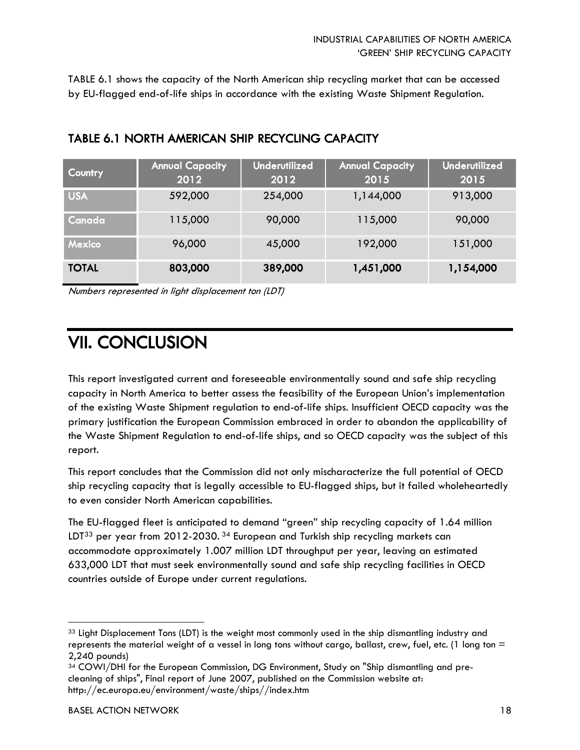TABLE 6.1 shows the capacity of the North American ship recycling market that can be accessed by EU-flagged end-of-life ships in accordance with the existing Waste Shipment Regulation.

### TABLE 6.1 NORTH AMERICAN SHIP RECYCLING CAPACITY

| Country | Annual Capacity 2012 | Underutilized 2012 | Annual Capacity 2015 | Underutilized 2015 |
|---|---|---|---|---|
| USA | 592,000 | 254,000 | 1,144,000 | 913,000 |
| Canada | 115,000 | 90,000 | 115,000 | 90,000 |
| Mexico | 96,000 | 45,000 | 192,000 | 151,000 |
| **TOTAL** | **803,000** | **389,000** | **1,451,000** | **1,154,000** |

*Numbers represented in light displacement ton (LDT)*

# VII. CONCLUSION

This report investigated current and foreseeable environmentally sound and safe ship recycling capacity in North America to better assess the feasibility of the European Union's implementation of the existing Waste Shipment regulation to end-of-life ships. Insufficient OECD capacity was the primary justification the European Commission embraced in order to abandon the applicability of the Waste Shipment Regulation to end-of-life ships, and so OECD capacity was the subject of this report.

This report concludes that the Commission did not only mischaracterize the full potential of OECD ship recycling capacity that is legally accessible to EU-flagged ships, but it failed wholeheartedly to even consider North American capabilities.

The EU-flagged fleet is anticipated to demand "green" ship recycling capacity of 1.64 million LDT[33] per year from 2012-2030. [34] European and Turkish ship recycling markets can accommodate approximately 1.007 million LDT throughput per year, leaving an estimated 633,000 LDT that must seek environmentally sound and safe ship recycling facilities in OECD countries outside of Europe under current regulations.

---

[33] Light Displacement Tons (LDT) is the weight most commonly used in the ship dismantling industry and represents the material weight of a vessel in long tons without cargo, ballast, crew, fuel, etc. (1 long ton = 2,240 pounds)

[34] COWI/DHI for the European Commission, DG Environment, Study on "Ship dismantling and pre-cleaning of ships", Final report of June 2007, published on the Commission website at: http://ec.europa.eu/environment/waste/ships//index.htm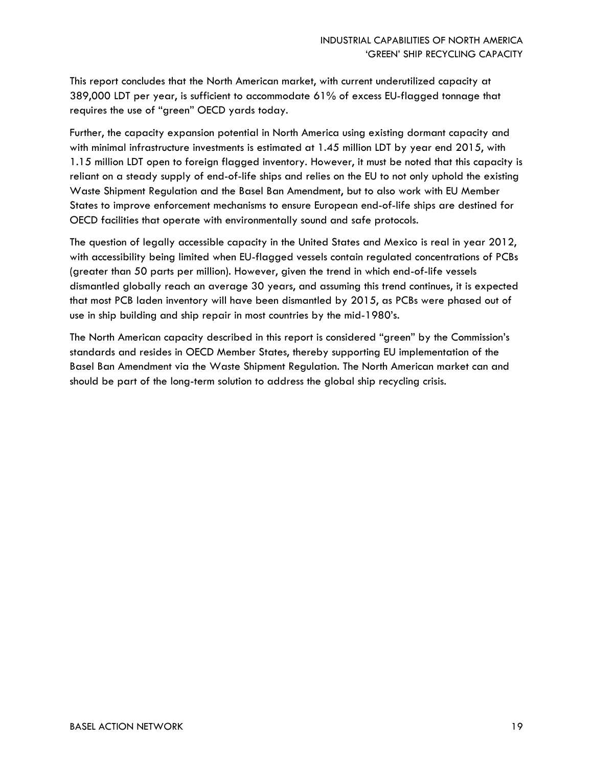This report concludes that the North American market, with current underutilized capacity at 389,000 LDT per year, is sufficient to accommodate 61% of excess EU-flagged tonnage that requires the use of "green" OECD yards today.

Further, the capacity expansion potential in North America using existing dormant capacity and with minimal infrastructure investments is estimated at 1.45 million LDT by year end 2015, with 1.15 million LDT open to foreign flagged inventory. However, it must be noted that this capacity is reliant on a steady supply of end-of-life ships and relies on the EU to not only uphold the existing Waste Shipment Regulation and the Basel Ban Amendment, but to also work with EU Member States to improve enforcement mechanisms to ensure European end-of-life ships are destined for OECD facilities that operate with environmentally sound and safe protocols.

The question of legally accessible capacity in the United States and Mexico is real in year 2012, with accessibility being limited when EU-flagged vessels contain regulated concentrations of PCBs (greater than 50 parts per million). However, given the trend in which end-of-life vessels dismantled globally reach an average 30 years, and assuming this trend continues, it is expected that most PCB laden inventory will have been dismantled by 2015, as PCBs were phased out of use in ship building and ship repair in most countries by the mid-1980's.

The North American capacity described in this report is considered "green" by the Commission's standards and resides in OECD Member States, thereby supporting EU implementation of the Basel Ban Amendment via the Waste Shipment Regulation. The North American market can and should be part of the long-term solution to address the global ship recycling crisis.